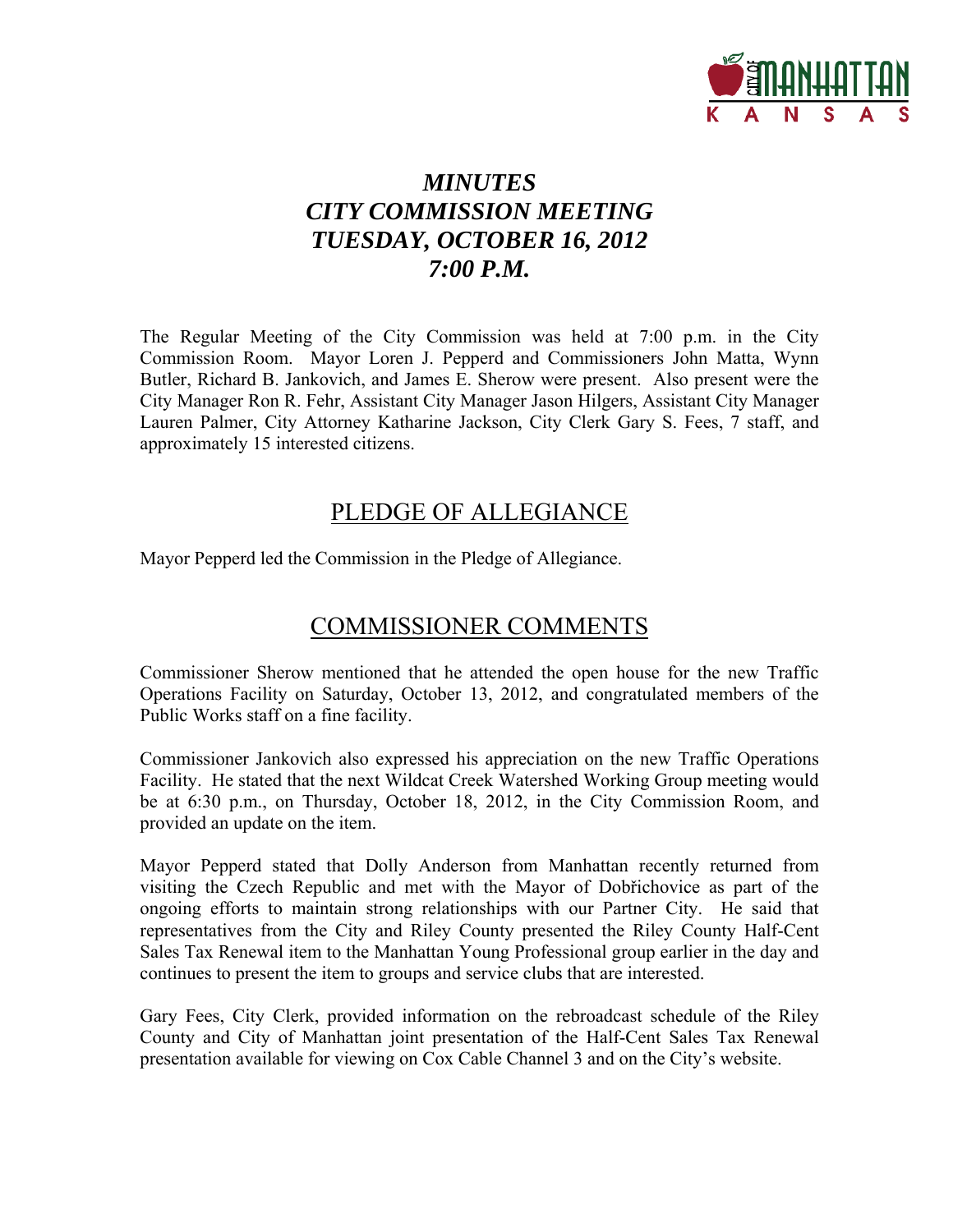# *MINUTES*
# *CITY COMMISSION MEETING*
# *TUESDAY, OCTOBER 16, 2012*
# *7:00 P.M.*

The Regular Meeting of the City Commission was held at 7:00 p.m. in the City Commission Room. Mayor Loren J. Pepperd and Commissioners John Matta, Wynn Butler, Richard B. Jankovich, and James E. Sherow were present. Also present were the City Manager Ron R. Fehr, Assistant City Manager Jason Hilgers, Assistant City Manager Lauren Palmer, City Attorney Katharine Jackson, City Clerk Gary S. Fees, 7 staff, and approximately 15 interested citizens.

## PLEDGE OF ALLEGIANCE

Mayor Pepperd led the Commission in the Pledge of Allegiance.

## COMMISSIONER COMMENTS

Commissioner Sherow mentioned that he attended the open house for the new Traffic Operations Facility on Saturday, October 13, 2012, and congratulated members of the Public Works staff on a fine facility.

Commissioner Jankovich also expressed his appreciation on the new Traffic Operations Facility. He stated that the next Wildcat Creek Watershed Working Group meeting would be at 6:30 p.m., on Thursday, October 18, 2012, in the City Commission Room, and provided an update on the item.

Mayor Pepperd stated that Dolly Anderson from Manhattan recently returned from visiting the Czech Republic and met with the Mayor of Dobřichovice as part of the ongoing efforts to maintain strong relationships with our Partner City. He said that representatives from the City and Riley County presented the Riley County Half-Cent Sales Tax Renewal item to the Manhattan Young Professional group earlier in the day and continues to present the item to groups and service clubs that are interested.

Gary Fees, City Clerk, provided information on the rebroadcast schedule of the Riley County and City of Manhattan joint presentation of the Half-Cent Sales Tax Renewal presentation available for viewing on Cox Cable Channel 3 and on the City's website.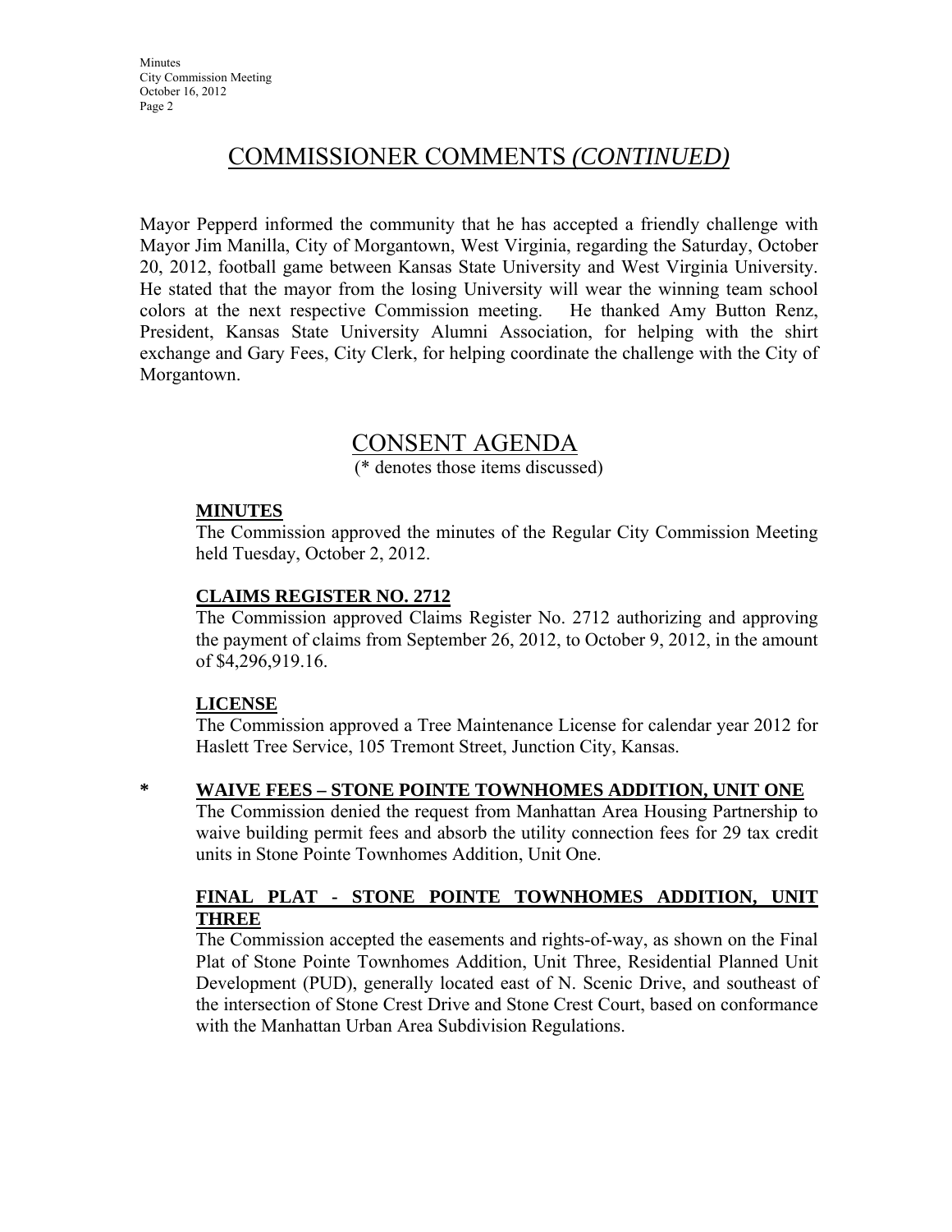## COMMISSIONER COMMENTS *(CONTINUED)*

Mayor Pepperd informed the community that he has accepted a friendly challenge with Mayor Jim Manilla, City of Morgantown, West Virginia, regarding the Saturday, October 20, 2012, football game between Kansas State University and West Virginia University. He stated that the mayor from the losing University will wear the winning team school colors at the next respective Commission meeting. He thanked Amy Button Renz, President, Kansas State University Alumni Association, for helping with the shirt exchange and Gary Fees, City Clerk, for helping coordinate the challenge with the City of Morgantown.

## CONSENT AGENDA

(* denotes those items discussed)

**MINUTES**

The Commission approved the minutes of the Regular City Commission Meeting held Tuesday, October 2, 2012.

**CLAIMS REGISTER NO. 2712**

The Commission approved Claims Register No. 2712 authorizing and approving the payment of claims from September 26, 2012, to October 9, 2012, in the amount of $4,296,919.16.

**LICENSE**

The Commission approved a Tree Maintenance License for calendar year 2012 for Haslett Tree Service, 105 Tremont Street, Junction City, Kansas.

\* **WAIVE FEES – STONE POINTE TOWNHOMES ADDITION, UNIT ONE**

The Commission denied the request from Manhattan Area Housing Partnership to waive building permit fees and absorb the utility connection fees for 29 tax credit units in Stone Pointe Townhomes Addition, Unit One.

**FINAL PLAT - STONE POINTE TOWNHOMES ADDITION, UNIT THREE**

The Commission accepted the easements and rights-of-way, as shown on the Final Plat of Stone Pointe Townhomes Addition, Unit Three, Residential Planned Unit Development (PUD), generally located east of N. Scenic Drive, and southeast of the intersection of Stone Crest Drive and Stone Crest Court, based on conformance with the Manhattan Urban Area Subdivision Regulations.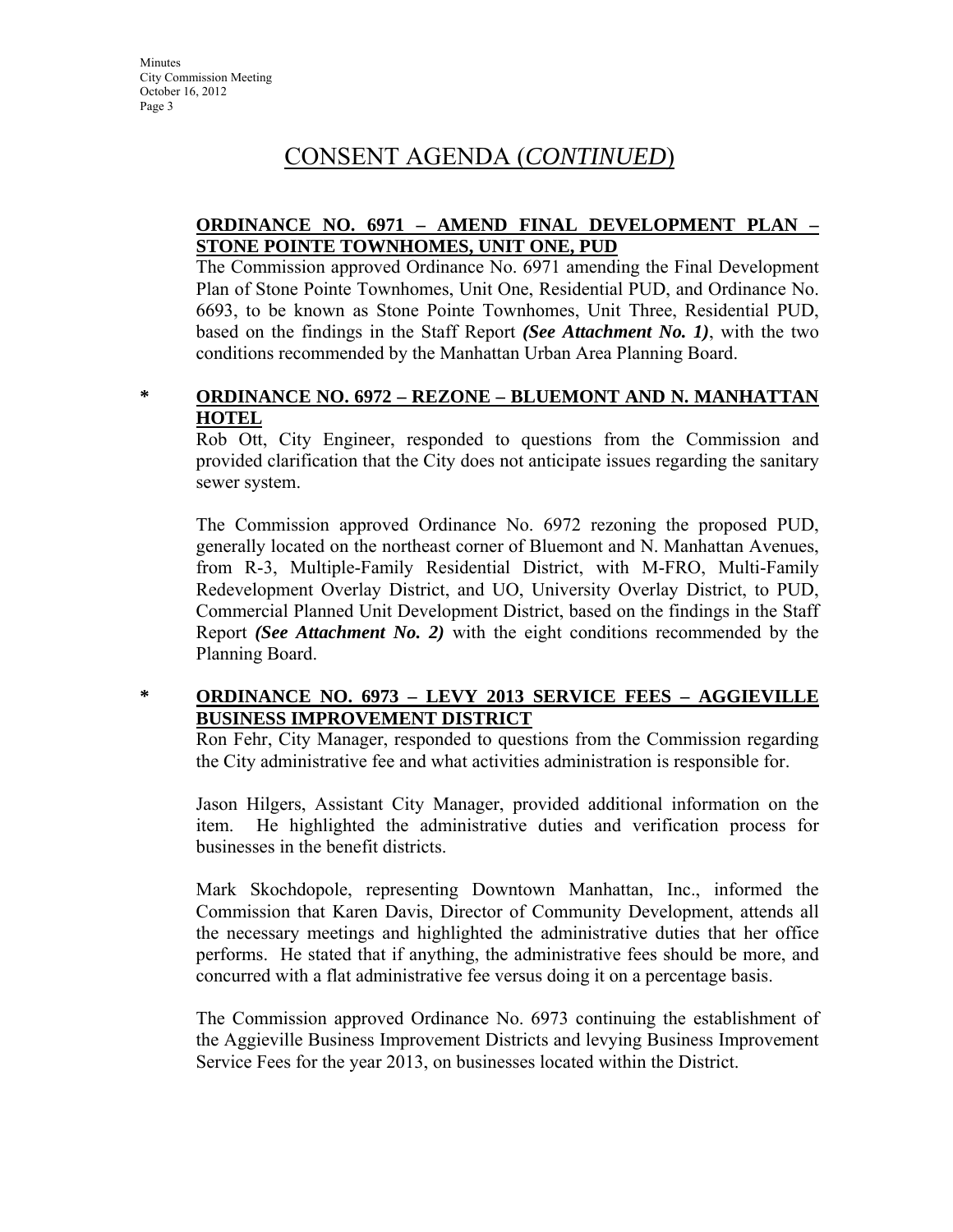# CONSENT AGENDA (*CONTINUED*)

**ORDINANCE NO. 6971 – AMEND FINAL DEVELOPMENT PLAN – STONE POINTE TOWNHOMES, UNIT ONE, PUD**

The Commission approved Ordinance No. 6971 amending the Final Development Plan of Stone Pointe Townhomes, Unit One, Residential PUD, and Ordinance No. 6693, to be known as Stone Pointe Townhomes, Unit Three, Residential PUD, based on the findings in the Staff Report ***(See Attachment No. 1)***, with the two conditions recommended by the Manhattan Urban Area Planning Board.

\* **ORDINANCE NO. 6972 – REZONE – BLUEMONT AND N. MANHATTAN HOTEL**

Rob Ott, City Engineer, responded to questions from the Commission and provided clarification that the City does not anticipate issues regarding the sanitary sewer system.

The Commission approved Ordinance No. 6972 rezoning the proposed PUD, generally located on the northeast corner of Bluemont and N. Manhattan Avenues, from R-3, Multiple-Family Residential District, with M-FRO, Multi-Family Redevelopment Overlay District, and UO, University Overlay District, to PUD, Commercial Planned Unit Development District, based on the findings in the Staff Report ***(See Attachment No. 2)*** with the eight conditions recommended by the Planning Board.

\* **ORDINANCE NO. 6973 – LEVY 2013 SERVICE FEES – AGGIEVILLE BUSINESS IMPROVEMENT DISTRICT**

Ron Fehr, City Manager, responded to questions from the Commission regarding the City administrative fee and what activities administration is responsible for.

Jason Hilgers, Assistant City Manager, provided additional information on the item. He highlighted the administrative duties and verification process for businesses in the benefit districts.

Mark Skochdopole, representing Downtown Manhattan, Inc., informed the Commission that Karen Davis, Director of Community Development, attends all the necessary meetings and highlighted the administrative duties that her office performs. He stated that if anything, the administrative fees should be more, and concurred with a flat administrative fee versus doing it on a percentage basis.

The Commission approved Ordinance No. 6973 continuing the establishment of the Aggieville Business Improvement Districts and levying Business Improvement Service Fees for the year 2013, on businesses located within the District.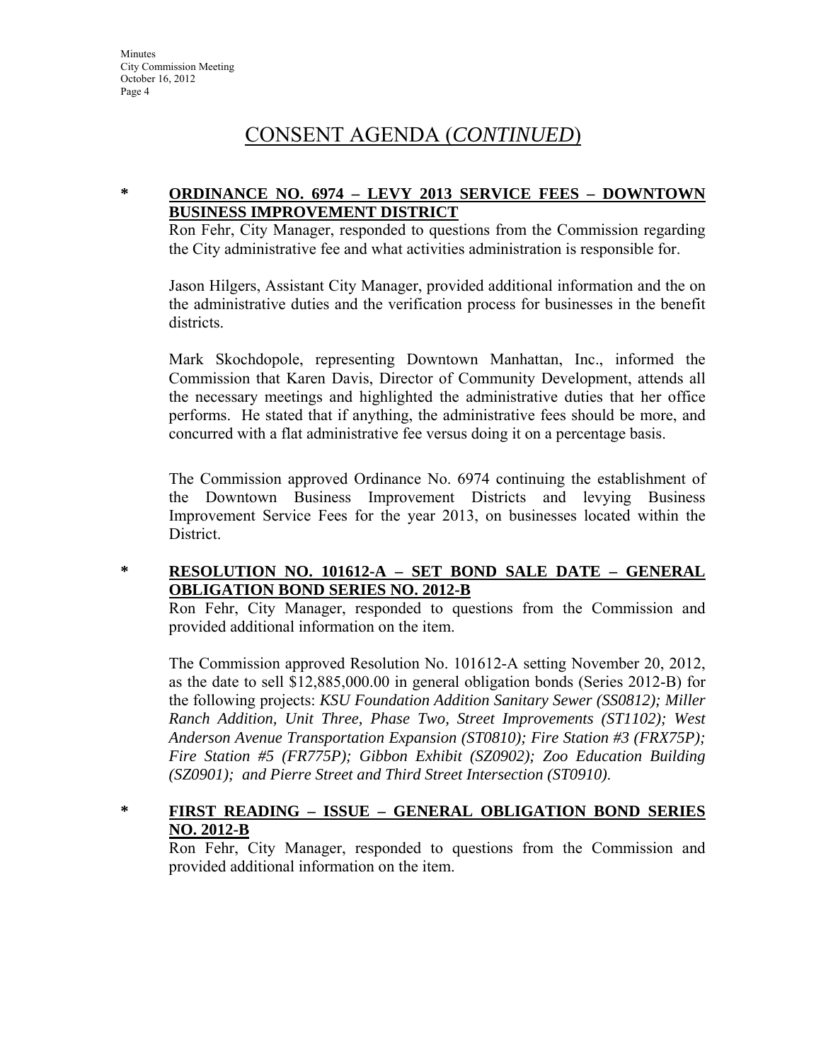# CONSENT AGENDA (*CONTINUED*)

**\* ORDINANCE NO. 6974 – LEVY 2013 SERVICE FEES – DOWNTOWN BUSINESS IMPROVEMENT DISTRICT**

Ron Fehr, City Manager, responded to questions from the Commission regarding the City administrative fee and what activities administration is responsible for.

Jason Hilgers, Assistant City Manager, provided additional information and the on the administrative duties and the verification process for businesses in the benefit districts.

Mark Skochdopole, representing Downtown Manhattan, Inc., informed the Commission that Karen Davis, Director of Community Development, attends all the necessary meetings and highlighted the administrative duties that her office performs. He stated that if anything, the administrative fees should be more, and concurred with a flat administrative fee versus doing it on a percentage basis.

The Commission approved Ordinance No. 6974 continuing the establishment of the Downtown Business Improvement Districts and levying Business Improvement Service Fees for the year 2013, on businesses located within the District.

**\* RESOLUTION NO. 101612-A – SET BOND SALE DATE – GENERAL OBLIGATION BOND SERIES NO. 2012-B**

Ron Fehr, City Manager, responded to questions from the Commission and provided additional information on the item.

The Commission approved Resolution No. 101612-A setting November 20, 2012, as the date to sell $12,885,000.00 in general obligation bonds (Series 2012-B) for the following projects: *KSU Foundation Addition Sanitary Sewer (SS0812); Miller Ranch Addition, Unit Three, Phase Two, Street Improvements (ST1102); West Anderson Avenue Transportation Expansion (ST0810); Fire Station #3 (FRX75P); Fire Station #5 (FR775P); Gibbon Exhibit (SZ0902); Zoo Education Building (SZ0901); and Pierre Street and Third Street Intersection (ST0910).*

**\* FIRST READING – ISSUE – GENERAL OBLIGATION BOND SERIES NO. 2012-B**

Ron Fehr, City Manager, responded to questions from the Commission and provided additional information on the item.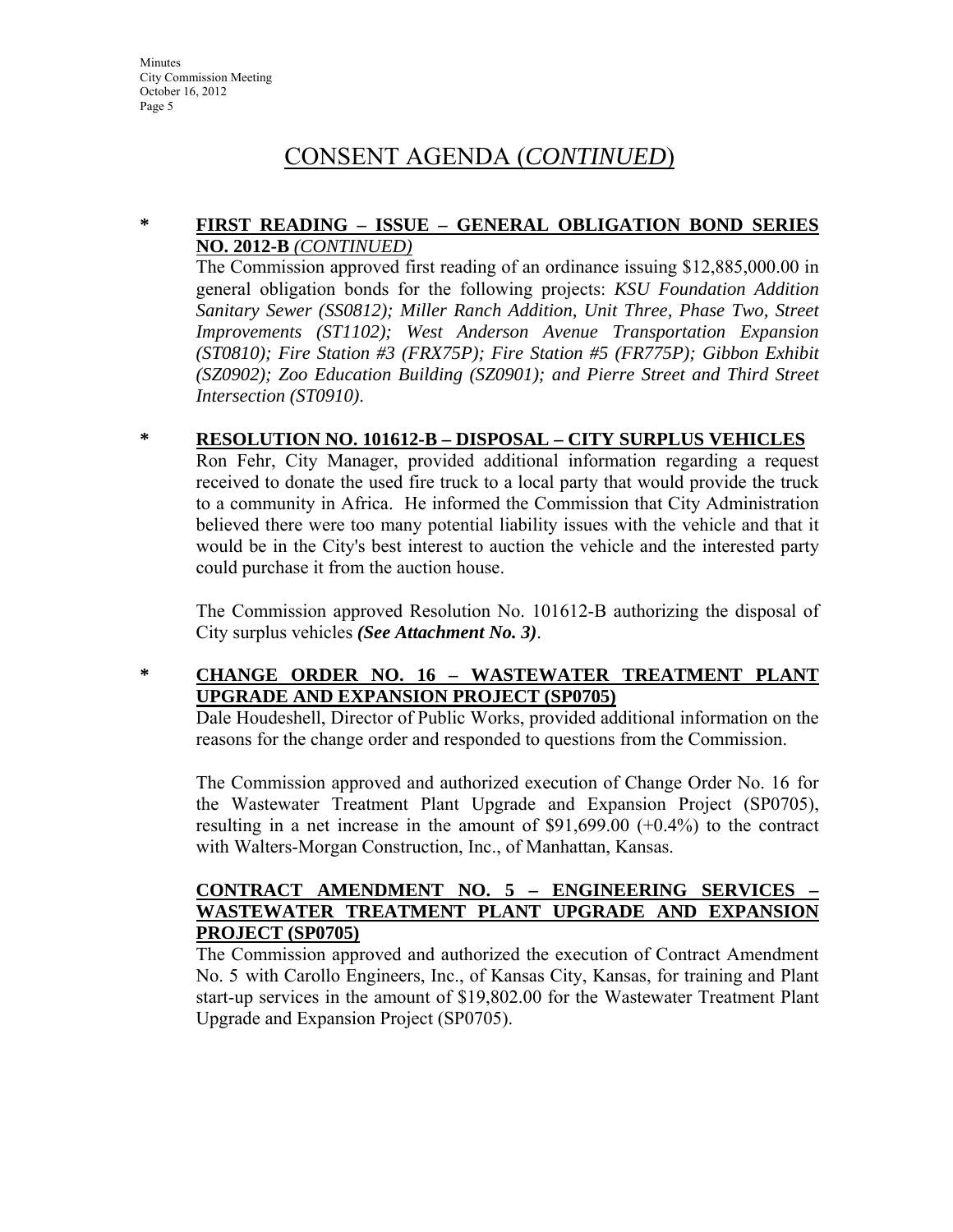# CONSENT AGENDA (*CONTINUED*)

**\*** **FIRST READING – ISSUE – GENERAL OBLIGATION BOND SERIES NO. 2012-B** *(CONTINUED)*

The Commission approved first reading of an ordinance issuing $12,885,000.00 in general obligation bonds for the following projects: *KSU Foundation Addition Sanitary Sewer (SS0812); Miller Ranch Addition, Unit Three, Phase Two, Street Improvements (ST1102); West Anderson Avenue Transportation Expansion (ST0810); Fire Station #3 (FRX75P); Fire Station #5 (FR775P); Gibbon Exhibit (SZ0902); Zoo Education Building (SZ0901); and Pierre Street and Third Street Intersection (ST0910).*

**\*** **RESOLUTION NO. 101612-B – DISPOSAL – CITY SURPLUS VEHICLES**

Ron Fehr, City Manager, provided additional information regarding a request received to donate the used fire truck to a local party that would provide the truck to a community in Africa. He informed the Commission that City Administration believed there were too many potential liability issues with the vehicle and that it would be in the City's best interest to auction the vehicle and the interested party could purchase it from the auction house.

The Commission approved Resolution No. 101612-B authorizing the disposal of City surplus vehicles ***(See Attachment No. 3)***.

**\*** **CHANGE ORDER NO. 16 – WASTEWATER TREATMENT PLANT UPGRADE AND EXPANSION PROJECT (SP0705)**

Dale Houdeshell, Director of Public Works, provided additional information on the reasons for the change order and responded to questions from the Commission.

The Commission approved and authorized execution of Change Order No. 16 for the Wastewater Treatment Plant Upgrade and Expansion Project (SP0705), resulting in a net increase in the amount of $91,699.00 (+0.4%) to the contract with Walters-Morgan Construction, Inc., of Manhattan, Kansas.

**CONTRACT AMENDMENT NO. 5 – ENGINEERING SERVICES – WASTEWATER TREATMENT PLANT UPGRADE AND EXPANSION PROJECT (SP0705)**

The Commission approved and authorized the execution of Contract Amendment No. 5 with Carollo Engineers, Inc., of Kansas City, Kansas, for training and Plant start-up services in the amount of $19,802.00 for the Wastewater Treatment Plant Upgrade and Expansion Project (SP0705).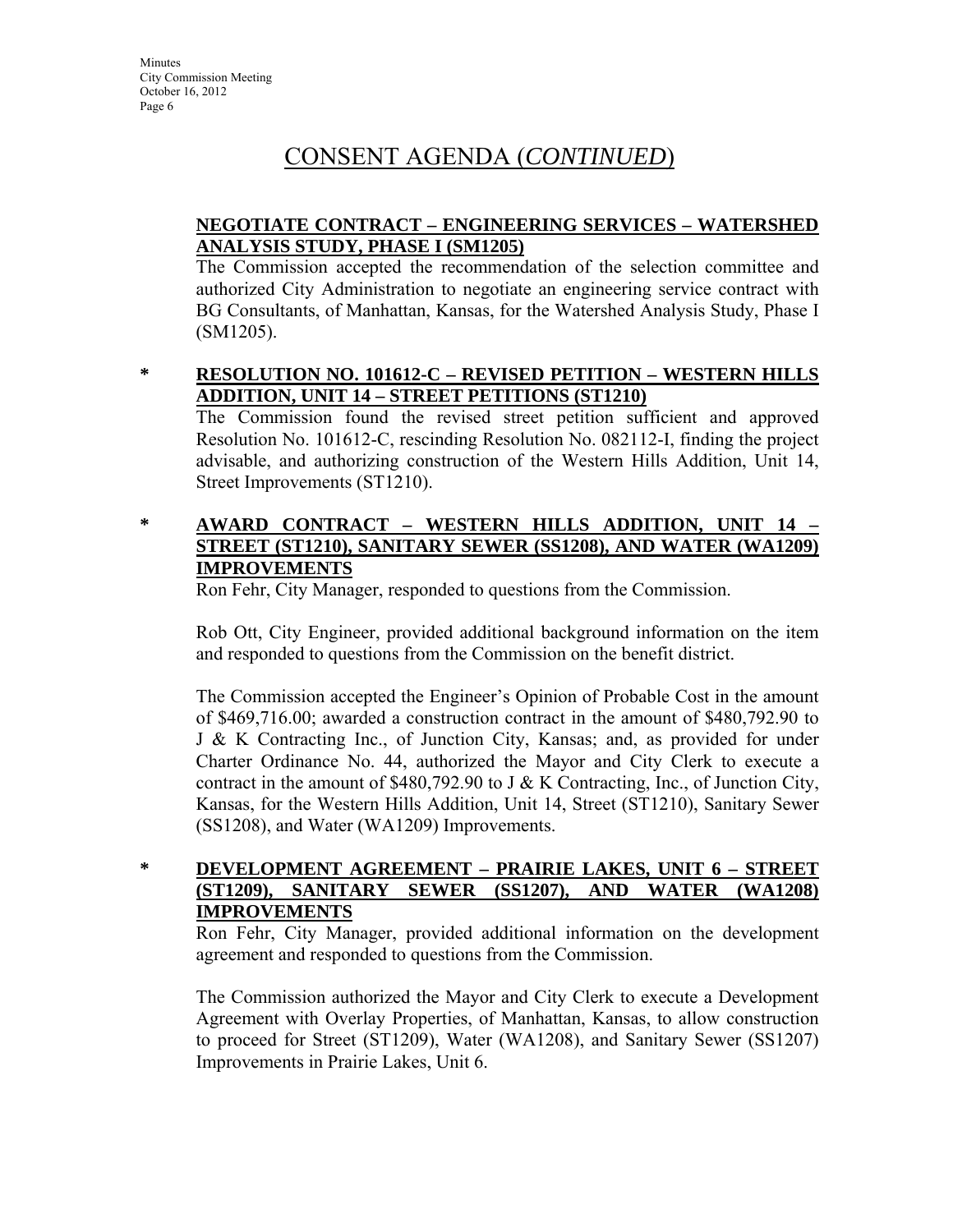# CONSENT AGENDA (*CONTINUED*)

**NEGOTIATE CONTRACT – ENGINEERING SERVICES – WATERSHED ANALYSIS STUDY, PHASE I (SM1205)**

The Commission accepted the recommendation of the selection committee and authorized City Administration to negotiate an engineering service contract with BG Consultants, of Manhattan, Kansas, for the Watershed Analysis Study, Phase I (SM1205).

\* **RESOLUTION NO. 101612-C – REVISED PETITION – WESTERN HILLS ADDITION, UNIT 14 – STREET PETITIONS (ST1210)**

The Commission found the revised street petition sufficient and approved Resolution No. 101612-C, rescinding Resolution No. 082112-I, finding the project advisable, and authorizing construction of the Western Hills Addition, Unit 14, Street Improvements (ST1210).

\* **AWARD CONTRACT – WESTERN HILLS ADDITION, UNIT 14 – STREET (ST1210), SANITARY SEWER (SS1208), AND WATER (WA1209) IMPROVEMENTS**

Ron Fehr, City Manager, responded to questions from the Commission.

Rob Ott, City Engineer, provided additional background information on the item and responded to questions from the Commission on the benefit district.

The Commission accepted the Engineer's Opinion of Probable Cost in the amount of $469,716.00; awarded a construction contract in the amount of $480,792.90 to J & K Contracting Inc., of Junction City, Kansas; and, as provided for under Charter Ordinance No. 44, authorized the Mayor and City Clerk to execute a contract in the amount of $480,792.90 to J & K Contracting, Inc., of Junction City, Kansas, for the Western Hills Addition, Unit 14, Street (ST1210), Sanitary Sewer (SS1208), and Water (WA1209) Improvements.

\* **DEVELOPMENT AGREEMENT – PRAIRIE LAKES, UNIT 6 – STREET (ST1209), SANITARY SEWER (SS1207), AND WATER (WA1208) IMPROVEMENTS**

Ron Fehr, City Manager, provided additional information on the development agreement and responded to questions from the Commission.

The Commission authorized the Mayor and City Clerk to execute a Development Agreement with Overlay Properties, of Manhattan, Kansas, to allow construction to proceed for Street (ST1209), Water (WA1208), and Sanitary Sewer (SS1207) Improvements in Prairie Lakes, Unit 6.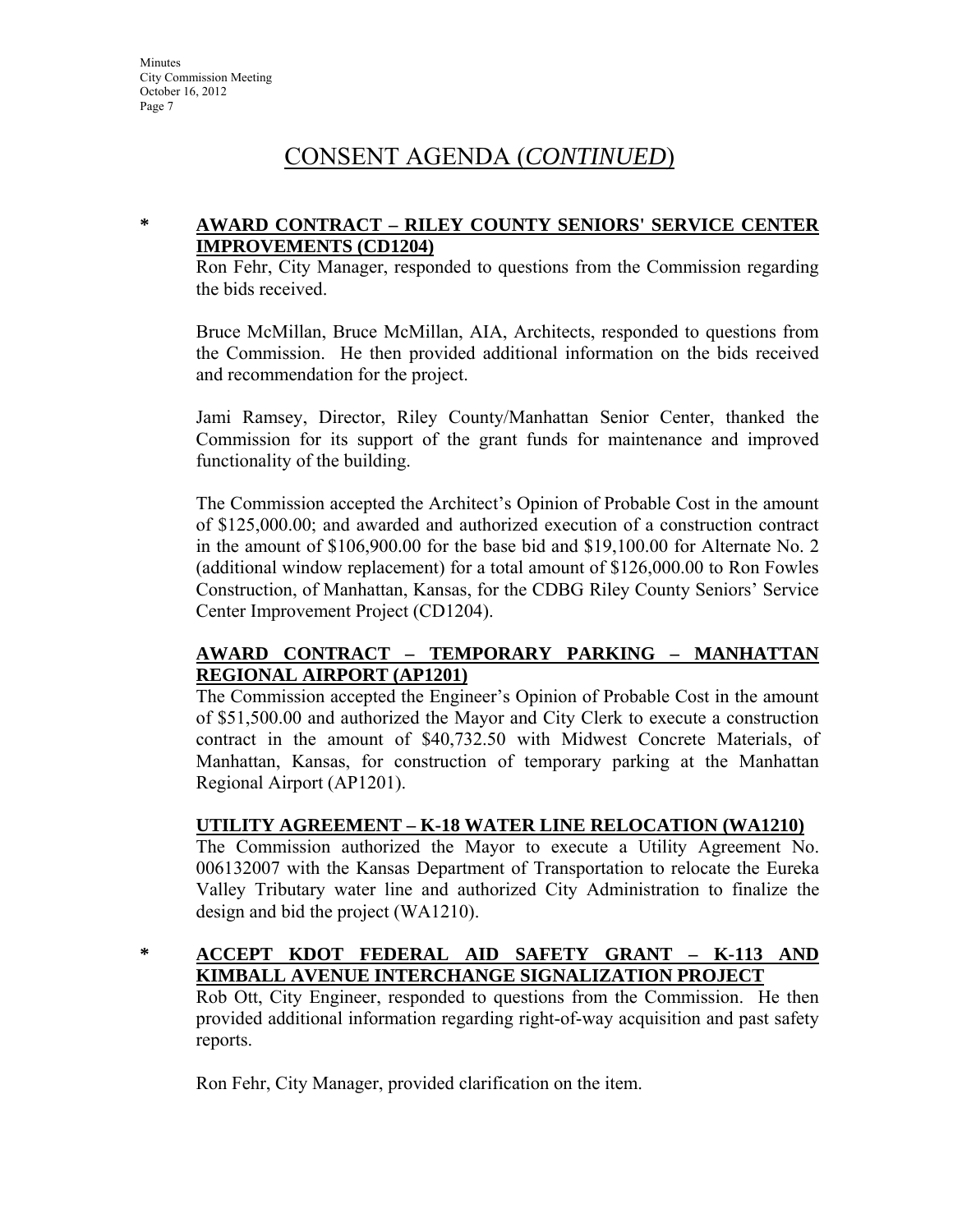# CONSENT AGENDA (*CONTINUED*)

**\* AWARD CONTRACT – RILEY COUNTY SENIORS' SERVICE CENTER IMPROVEMENTS (CD1204)**

Ron Fehr, City Manager, responded to questions from the Commission regarding the bids received.

Bruce McMillan, Bruce McMillan, AIA, Architects, responded to questions from the Commission. He then provided additional information on the bids received and recommendation for the project.

Jami Ramsey, Director, Riley County/Manhattan Senior Center, thanked the Commission for its support of the grant funds for maintenance and improved functionality of the building.

The Commission accepted the Architect's Opinion of Probable Cost in the amount of $125,000.00; and awarded and authorized execution of a construction contract in the amount of $106,900.00 for the base bid and $19,100.00 for Alternate No. 2 (additional window replacement) for a total amount of $126,000.00 to Ron Fowles Construction, of Manhattan, Kansas, for the CDBG Riley County Seniors' Service Center Improvement Project (CD1204).

**AWARD CONTRACT – TEMPORARY PARKING – MANHATTAN REGIONAL AIRPORT (AP1201)**

The Commission accepted the Engineer's Opinion of Probable Cost in the amount of $51,500.00 and authorized the Mayor and City Clerk to execute a construction contract in the amount of $40,732.50 with Midwest Concrete Materials, of Manhattan, Kansas, for construction of temporary parking at the Manhattan Regional Airport (AP1201).

**UTILITY AGREEMENT – K-18 WATER LINE RELOCATION (WA1210)**

The Commission authorized the Mayor to execute a Utility Agreement No. 006132007 with the Kansas Department of Transportation to relocate the Eureka Valley Tributary water line and authorized City Administration to finalize the design and bid the project (WA1210).

**\* ACCEPT KDOT FEDERAL AID SAFETY GRANT – K-113 AND KIMBALL AVENUE INTERCHANGE SIGNALIZATION PROJECT**

Rob Ott, City Engineer, responded to questions from the Commission. He then provided additional information regarding right-of-way acquisition and past safety reports.

Ron Fehr, City Manager, provided clarification on the item.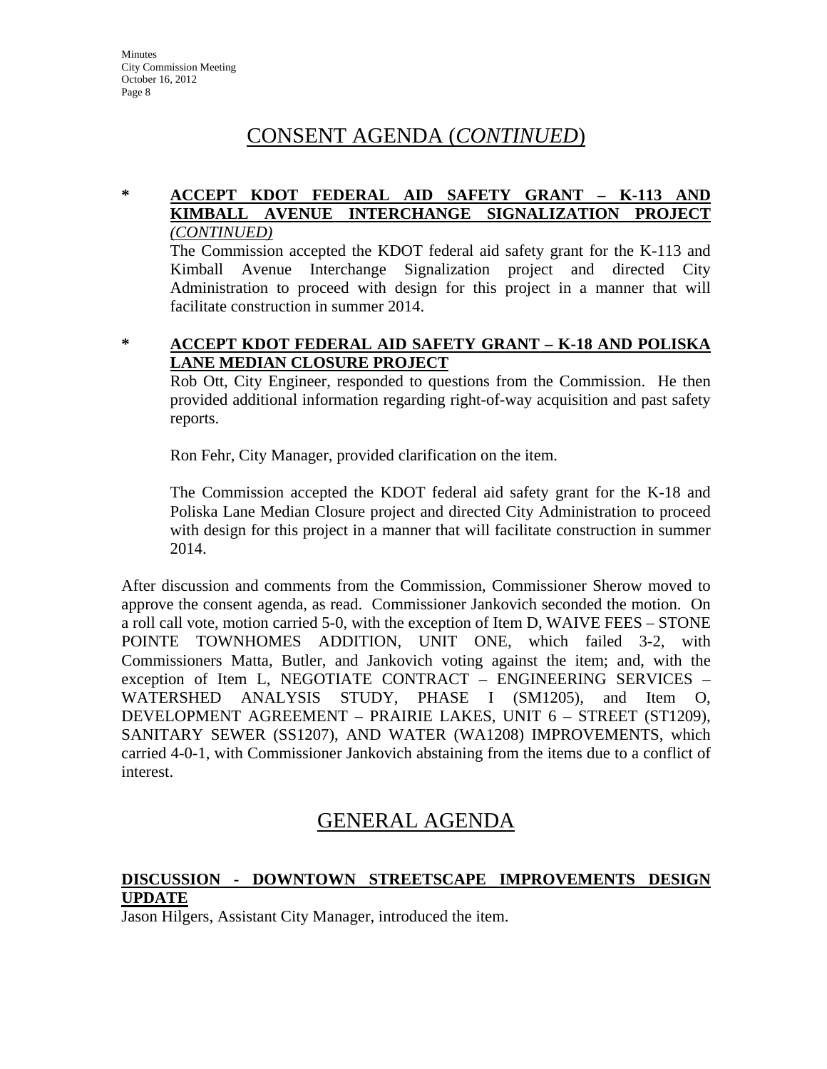## CONSENT AGENDA (*CONTINUED*)

**\* ACCEPT KDOT FEDERAL AID SAFETY GRANT – K-113 AND KIMBALL AVENUE INTERCHANGE SIGNALIZATION PROJECT** ***(CONTINUED)***

The Commission accepted the KDOT federal aid safety grant for the K-113 and Kimball Avenue Interchange Signalization project and directed City Administration to proceed with design for this project in a manner that will facilitate construction in summer 2014.

**\* ACCEPT KDOT FEDERAL AID SAFETY GRANT – K-18 AND POLISKA LANE MEDIAN CLOSURE PROJECT**

Rob Ott, City Engineer, responded to questions from the Commission. He then provided additional information regarding right-of-way acquisition and past safety reports.

Ron Fehr, City Manager, provided clarification on the item.

The Commission accepted the KDOT federal aid safety grant for the K-18 and Poliska Lane Median Closure project and directed City Administration to proceed with design for this project in a manner that will facilitate construction in summer 2014.

After discussion and comments from the Commission, Commissioner Sherow moved to approve the consent agenda, as read. Commissioner Jankovich seconded the motion. On a roll call vote, motion carried 5-0, with the exception of Item D, WAIVE FEES – STONE POINTE TOWNHOMES ADDITION, UNIT ONE, which failed 3-2, with Commissioners Matta, Butler, and Jankovich voting against the item; and, with the exception of Item L, NEGOTIATE CONTRACT – ENGINEERING SERVICES – WATERSHED ANALYSIS STUDY, PHASE I (SM1205), and Item O, DEVELOPMENT AGREEMENT – PRAIRIE LAKES, UNIT 6 – STREET (ST1209), SANITARY SEWER (SS1207), AND WATER (WA1208) IMPROVEMENTS, which carried 4-0-1, with Commissioner Jankovich abstaining from the items due to a conflict of interest.

## GENERAL AGENDA

**DISCUSSION - DOWNTOWN STREETSCAPE IMPROVEMENTS DESIGN UPDATE**

Jason Hilgers, Assistant City Manager, introduced the item.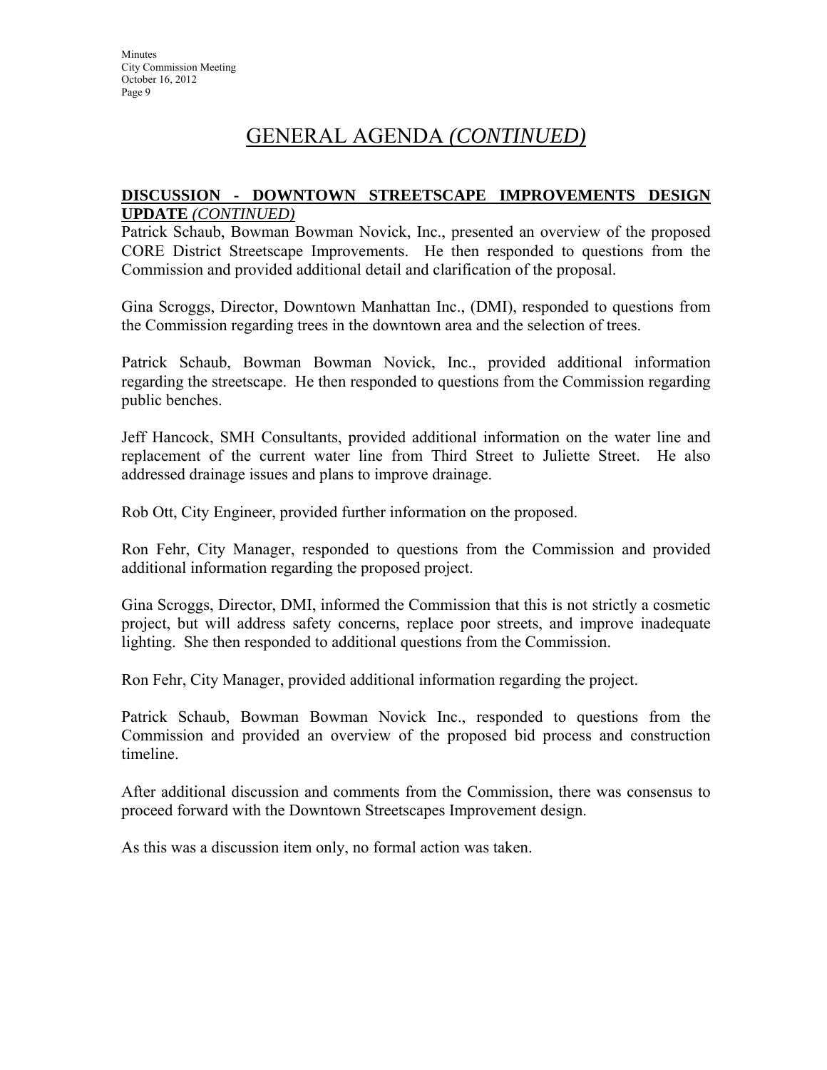# GENERAL AGENDA *(CONTINUED)*

**DISCUSSION - DOWNTOWN STREETSCAPE IMPROVEMENTS DESIGN UPDATE** *(CONTINUED)*

Patrick Schaub, Bowman Bowman Novick, Inc., presented an overview of the proposed CORE District Streetscape Improvements. He then responded to questions from the Commission and provided additional detail and clarification of the proposal.

Gina Scroggs, Director, Downtown Manhattan Inc., (DMI), responded to questions from the Commission regarding trees in the downtown area and the selection of trees.

Patrick Schaub, Bowman Bowman Novick, Inc., provided additional information regarding the streetscape. He then responded to questions from the Commission regarding public benches.

Jeff Hancock, SMH Consultants, provided additional information on the water line and replacement of the current water line from Third Street to Juliette Street. He also addressed drainage issues and plans to improve drainage.

Rob Ott, City Engineer, provided further information on the proposed.

Ron Fehr, City Manager, responded to questions from the Commission and provided additional information regarding the proposed project.

Gina Scroggs, Director, DMI, informed the Commission that this is not strictly a cosmetic project, but will address safety concerns, replace poor streets, and improve inadequate lighting. She then responded to additional questions from the Commission.

Ron Fehr, City Manager, provided additional information regarding the project.

Patrick Schaub, Bowman Bowman Novick Inc., responded to questions from the Commission and provided an overview of the proposed bid process and construction timeline.

After additional discussion and comments from the Commission, there was consensus to proceed forward with the Downtown Streetscapes Improvement design.

As this was a discussion item only, no formal action was taken.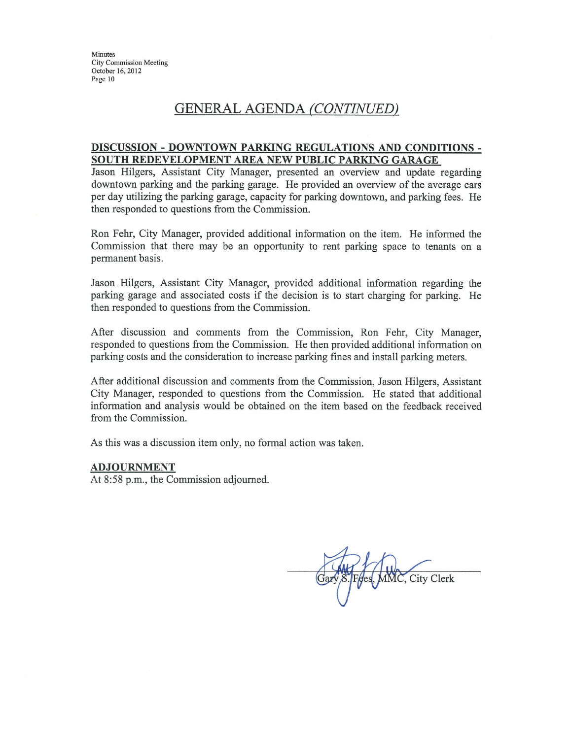## GENERAL AGENDA *(CONTINUED)*

**DISCUSSION - DOWNTOWN PARKING REGULATIONS AND CONDITIONS - SOUTH REDEVELOPMENT AREA NEW PUBLIC PARKING GARAGE**

Jason Hilgers, Assistant City Manager, presented an overview and update regarding downtown parking and the parking garage. He provided an overview of the average cars per day utilizing the parking garage, capacity for parking downtown, and parking fees. He then responded to questions from the Commission.

Ron Fehr, City Manager, provided additional information on the item. He informed the Commission that there may be an opportunity to rent parking space to tenants on a permanent basis.

Jason Hilgers, Assistant City Manager, provided additional information regarding the parking garage and associated costs if the decision is to start charging for parking. He then responded to questions from the Commission.

After discussion and comments from the Commission, Ron Fehr, City Manager, responded to questions from the Commission. He then provided additional information on parking costs and the consideration to increase parking fines and install parking meters.

After additional discussion and comments from the Commission, Jason Hilgers, Assistant City Manager, responded to questions from the Commission. He stated that additional information and analysis would be obtained on the item based on the feedback received from the Commission.

As this was a discussion item only, no formal action was taken.

**ADJOURNMENT**

At 8:58 p.m., the Commission adjourned.

Gary S. Fees, MMC, City Clerk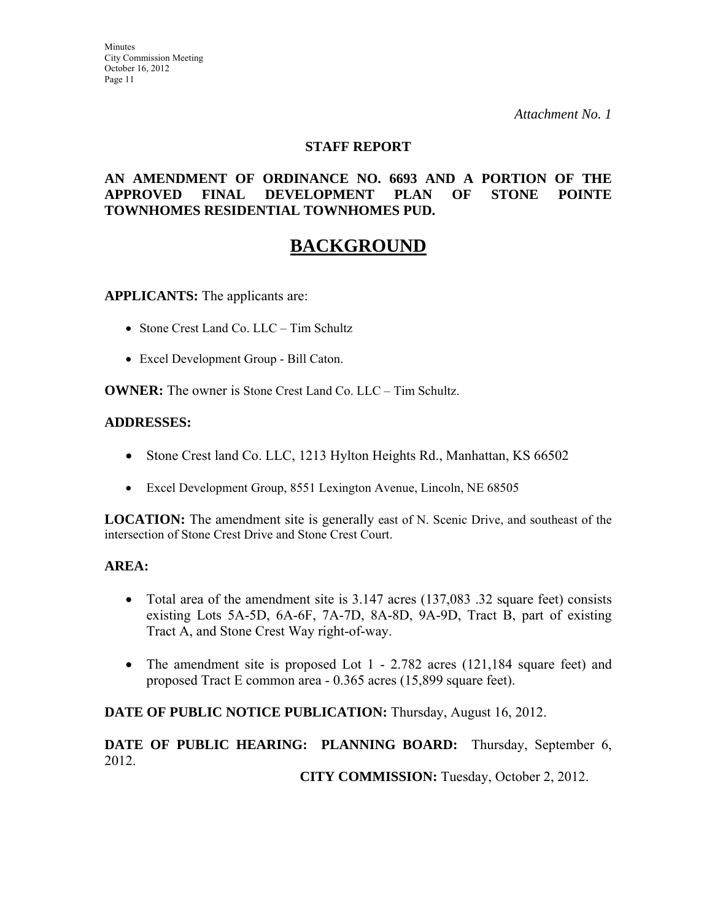*Attachment No. 1*

**STAFF REPORT**

**AN AMENDMENT OF ORDINANCE NO. 6693 AND A PORTION OF THE APPROVED FINAL DEVELOPMENT PLAN OF STONE POINTE TOWNHOMES RESIDENTIAL TOWNHOMES PUD.**

# BACKGROUND

**APPLICANTS:** The applicants are:

- Stone Crest Land Co. LLC – Tim Schultz
- Excel Development Group - Bill Caton.

**OWNER:** The owner is Stone Crest Land Co. LLC – Tim Schultz.

**ADDRESSES:**

- Stone Crest land Co. LLC, 1213 Hylton Heights Rd., Manhattan, KS 66502
- Excel Development Group, 8551 Lexington Avenue, Lincoln, NE 68505

**LOCATION:** The amendment site is generally east of N. Scenic Drive, and southeast of the intersection of Stone Crest Drive and Stone Crest Court.

**AREA:**

- Total area of the amendment site is 3.147 acres (137,083 .32 square feet) consists existing Lots 5A-5D, 6A-6F, 7A-7D, 8A-8D, 9A-9D, Tract B, part of existing Tract A, and Stone Crest Way right-of-way.
- The amendment site is proposed Lot 1 - 2.782 acres (121,184 square feet) and proposed Tract E common area - 0.365 acres (15,899 square feet).

**DATE OF PUBLIC NOTICE PUBLICATION:** Thursday, August 16, 2012.

**DATE OF PUBLIC HEARING: PLANNING BOARD:** Thursday, September 6, 2012.

**CITY COMMISSION:** Tuesday, October 2, 2012.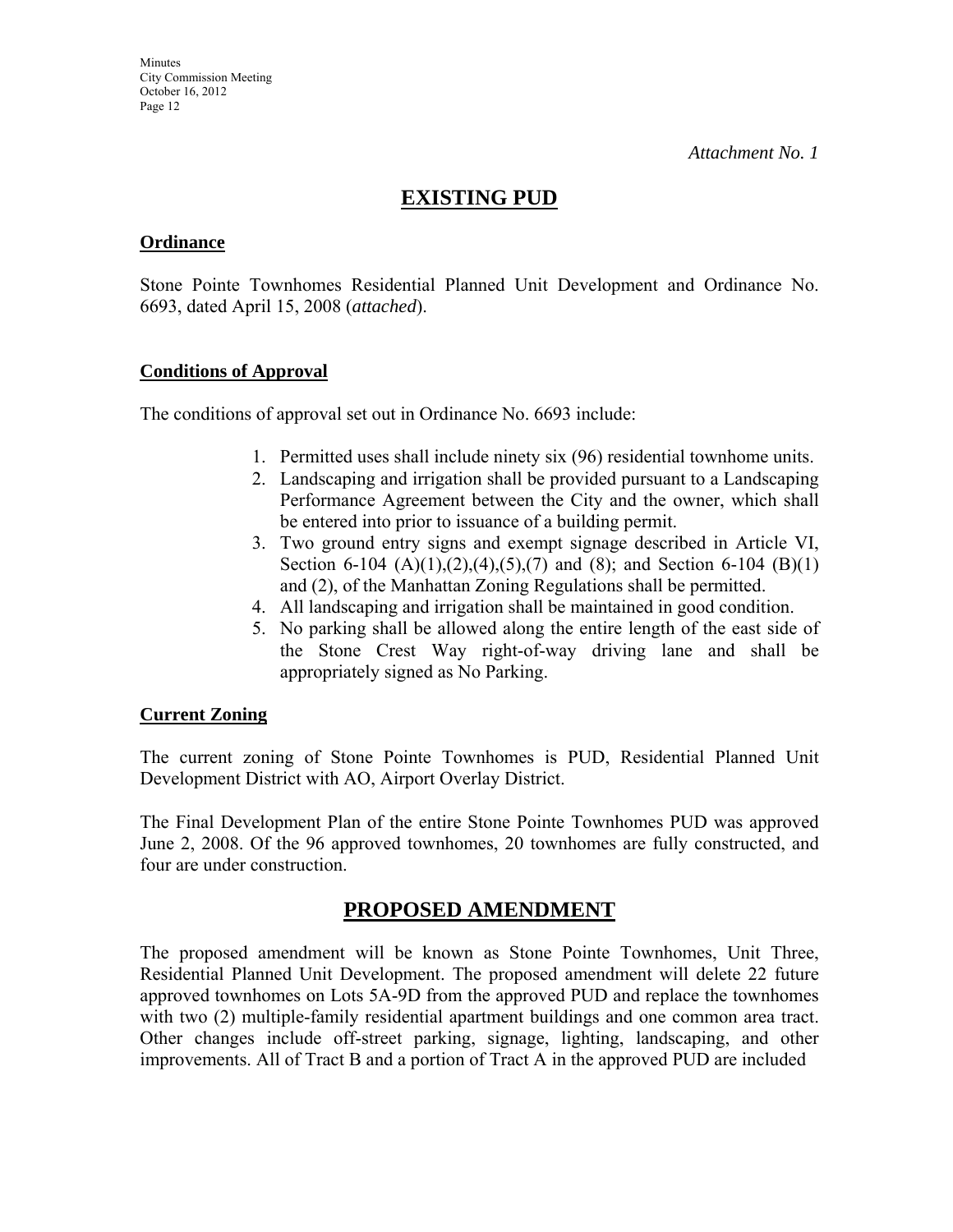*Attachment No. 1*

# EXISTING PUD

## Ordinance

Stone Pointe Townhomes Residential Planned Unit Development and Ordinance No. 6693, dated April 15, 2008 (*attached*).

## Conditions of Approval

The conditions of approval set out in Ordinance No. 6693 include:

1. Permitted uses shall include ninety six (96) residential townhome units.
2. Landscaping and irrigation shall be provided pursuant to a Landscaping Performance Agreement between the City and the owner, which shall be entered into prior to issuance of a building permit.
3. Two ground entry signs and exempt signage described in Article VI, Section 6-104 (A)(1),(2),(4),(5),(7) and (8); and Section 6-104 (B)(1) and (2), of the Manhattan Zoning Regulations shall be permitted.
4. All landscaping and irrigation shall be maintained in good condition.
5. No parking shall be allowed along the entire length of the east side of the Stone Crest Way right-of-way driving lane and shall be appropriately signed as No Parking.

## Current Zoning

The current zoning of Stone Pointe Townhomes is PUD, Residential Planned Unit Development District with AO, Airport Overlay District.

The Final Development Plan of the entire Stone Pointe Townhomes PUD was approved June 2, 2008. Of the 96 approved townhomes, 20 townhomes are fully constructed, and four are under construction.

# PROPOSED AMENDMENT

The proposed amendment will be known as Stone Pointe Townhomes, Unit Three, Residential Planned Unit Development. The proposed amendment will delete 22 future approved townhomes on Lots 5A-9D from the approved PUD and replace the townhomes with two (2) multiple-family residential apartment buildings and one common area tract. Other changes include off-street parking, signage, lighting, landscaping, and other improvements. All of Tract B and a portion of Tract A in the approved PUD are included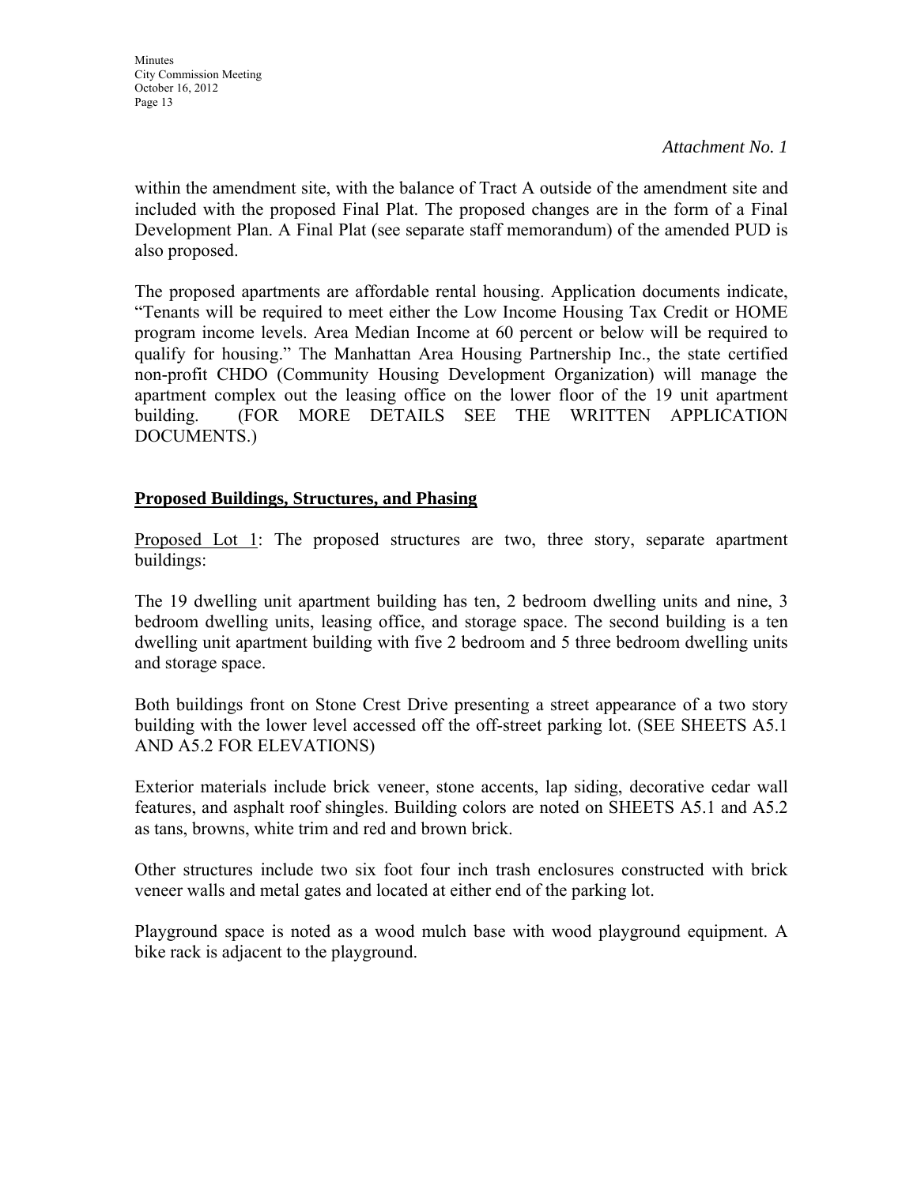*Attachment No. 1*

within the amendment site, with the balance of Tract A outside of the amendment site and included with the proposed Final Plat. The proposed changes are in the form of a Final Development Plan. A Final Plat (see separate staff memorandum) of the amended PUD is also proposed.

The proposed apartments are affordable rental housing. Application documents indicate, "Tenants will be required to meet either the Low Income Housing Tax Credit or HOME program income levels. Area Median Income at 60 percent or below will be required to qualify for housing." The Manhattan Area Housing Partnership Inc., the state certified non-profit CHDO (Community Housing Development Organization) will manage the apartment complex out the leasing office on the lower floor of the 19 unit apartment building. (FOR MORE DETAILS SEE THE WRITTEN APPLICATION DOCUMENTS.)

**Proposed Buildings, Structures, and Phasing**

Proposed Lot 1: The proposed structures are two, three story, separate apartment buildings:

The 19 dwelling unit apartment building has ten, 2 bedroom dwelling units and nine, 3 bedroom dwelling units, leasing office, and storage space. The second building is a ten dwelling unit apartment building with five 2 bedroom and 5 three bedroom dwelling units and storage space.

Both buildings front on Stone Crest Drive presenting a street appearance of a two story building with the lower level accessed off the off-street parking lot. (SEE SHEETS A5.1 AND A5.2 FOR ELEVATIONS)

Exterior materials include brick veneer, stone accents, lap siding, decorative cedar wall features, and asphalt roof shingles. Building colors are noted on SHEETS A5.1 and A5.2 as tans, browns, white trim and red and brown brick.

Other structures include two six foot four inch trash enclosures constructed with brick veneer walls and metal gates and located at either end of the parking lot.

Playground space is noted as a wood mulch base with wood playground equipment. A bike rack is adjacent to the playground.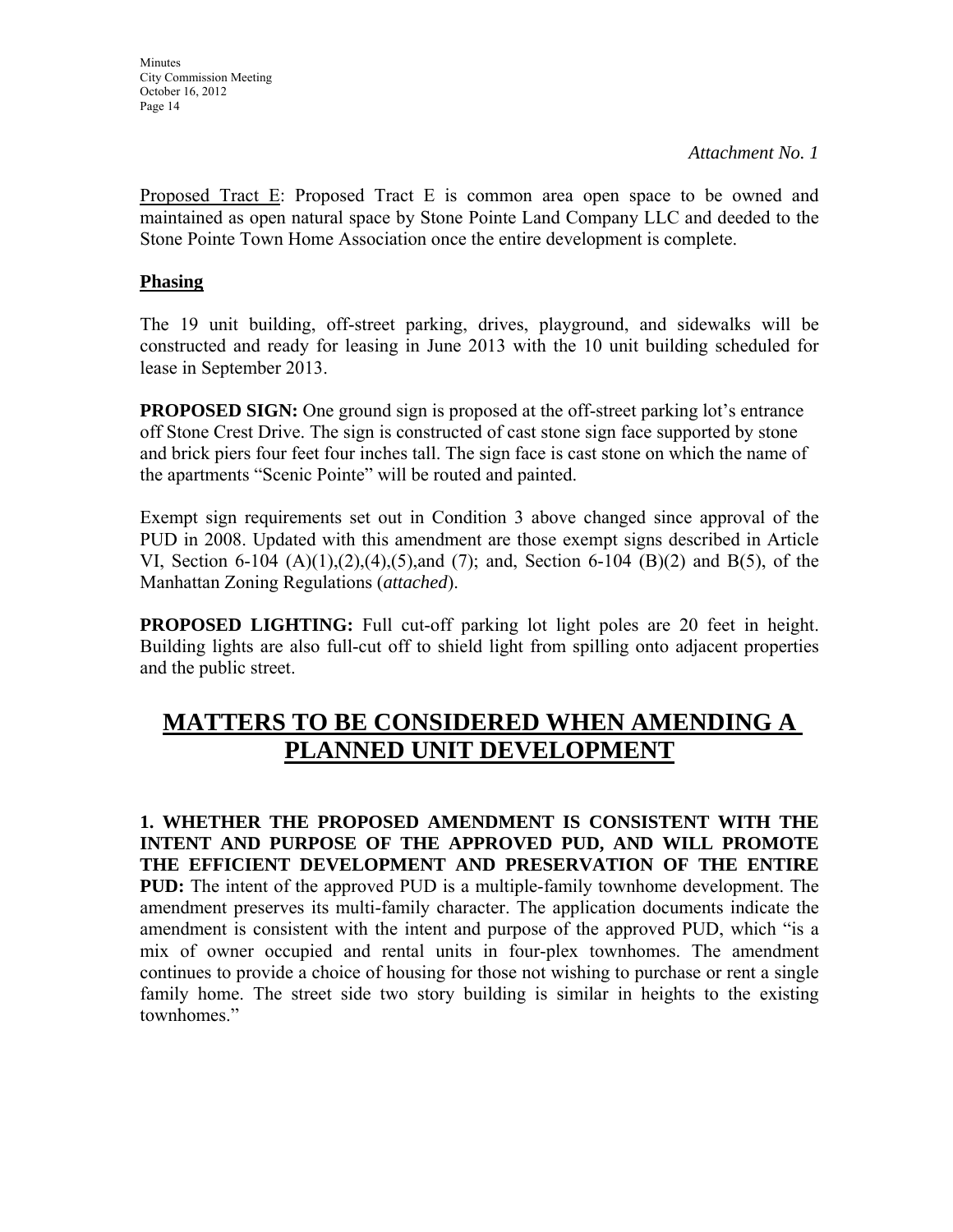*Attachment No. 1*

Proposed Tract E: Proposed Tract E is common area open space to be owned and maintained as open natural space by Stone Pointe Land Company LLC and deeded to the Stone Pointe Town Home Association once the entire development is complete.

**Phasing**

The 19 unit building, off-street parking, drives, playground, and sidewalks will be constructed and ready for leasing in June 2013 with the 10 unit building scheduled for lease in September 2013.

**PROPOSED SIGN:** One ground sign is proposed at the off-street parking lot's entrance off Stone Crest Drive. The sign is constructed of cast stone sign face supported by stone and brick piers four feet four inches tall. The sign face is cast stone on which the name of the apartments "Scenic Pointe" will be routed and painted.

Exempt sign requirements set out in Condition 3 above changed since approval of the PUD in 2008. Updated with this amendment are those exempt signs described in Article VI, Section 6-104 (A)(1),(2),(4),(5),and (7); and, Section 6-104 (B)(2) and B(5), of the Manhattan Zoning Regulations (*attached*).

**PROPOSED LIGHTING:** Full cut-off parking lot light poles are 20 feet in height. Building lights are also full-cut off to shield light from spilling onto adjacent properties and the public street.

# MATTERS TO BE CONSIDERED WHEN AMENDING A PLANNED UNIT DEVELOPMENT

**1. WHETHER THE PROPOSED AMENDMENT IS CONSISTENT WITH THE INTENT AND PURPOSE OF THE APPROVED PUD, AND WILL PROMOTE THE EFFICIENT DEVELOPMENT AND PRESERVATION OF THE ENTIRE PUD:** The intent of the approved PUD is a multiple-family townhome development. The amendment preserves its multi-family character. The application documents indicate the amendment is consistent with the intent and purpose of the approved PUD, which "is a mix of owner occupied and rental units in four-plex townhomes. The amendment continues to provide a choice of housing for those not wishing to purchase or rent a single family home. The street side two story building is similar in heights to the existing townhomes."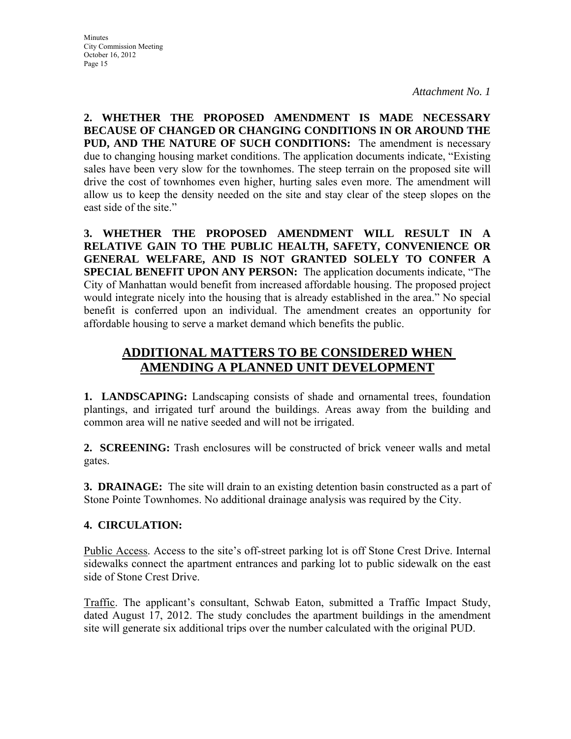*Attachment No. 1*

**2. WHETHER THE PROPOSED AMENDMENT IS MADE NECESSARY BECAUSE OF CHANGED OR CHANGING CONDITIONS IN OR AROUND THE PUD, AND THE NATURE OF SUCH CONDITIONS:** The amendment is necessary due to changing housing market conditions. The application documents indicate, "Existing sales have been very slow for the townhomes. The steep terrain on the proposed site will drive the cost of townhomes even higher, hurting sales even more. The amendment will allow us to keep the density needed on the site and stay clear of the steep slopes on the east side of the site."

**3. WHETHER THE PROPOSED AMENDMENT WILL RESULT IN A RELATIVE GAIN TO THE PUBLIC HEALTH, SAFETY, CONVENIENCE OR GENERAL WELFARE, AND IS NOT GRANTED SOLELY TO CONFER A SPECIAL BENEFIT UPON ANY PERSON:** The application documents indicate, "The City of Manhattan would benefit from increased affordable housing. The proposed project would integrate nicely into the housing that is already established in the area." No special benefit is conferred upon an individual. The amendment creates an opportunity for affordable housing to serve a market demand which benefits the public.

## ADDITIONAL MATTERS TO BE CONSIDERED WHEN AMENDING A PLANNED UNIT DEVELOPMENT

**1. LANDSCAPING:** Landscaping consists of shade and ornamental trees, foundation plantings, and irrigated turf around the buildings. Areas away from the building and common area will ne native seeded and will not be irrigated.

**2. SCREENING:** Trash enclosures will be constructed of brick veneer walls and metal gates.

**3. DRAINAGE:** The site will drain to an existing detention basin constructed as a part of Stone Pointe Townhomes. No additional drainage analysis was required by the City.

**4. CIRCULATION:**

Public Access. Access to the site's off-street parking lot is off Stone Crest Drive. Internal sidewalks connect the apartment entrances and parking lot to public sidewalk on the east side of Stone Crest Drive.

Traffic. The applicant's consultant, Schwab Eaton, submitted a Traffic Impact Study, dated August 17, 2012. The study concludes the apartment buildings in the amendment site will generate six additional trips over the number calculated with the original PUD.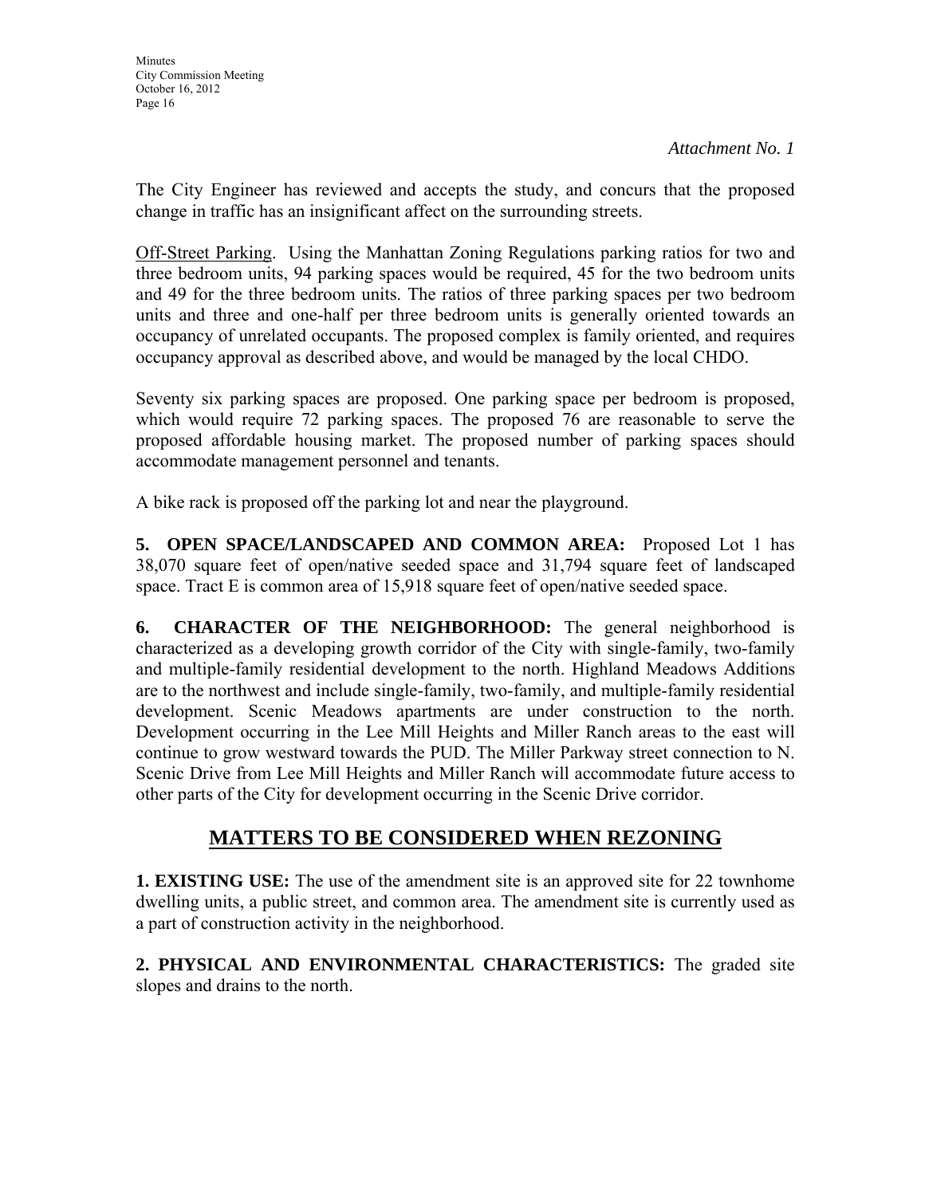*Attachment No. 1*

The City Engineer has reviewed and accepts the study, and concurs that the proposed change in traffic has an insignificant affect on the surrounding streets.

Off-Street Parking. Using the Manhattan Zoning Regulations parking ratios for two and three bedroom units, 94 parking spaces would be required, 45 for the two bedroom units and 49 for the three bedroom units. The ratios of three parking spaces per two bedroom units and three and one-half per three bedroom units is generally oriented towards an occupancy of unrelated occupants. The proposed complex is family oriented, and requires occupancy approval as described above, and would be managed by the local CHDO.

Seventy six parking spaces are proposed. One parking space per bedroom is proposed, which would require 72 parking spaces. The proposed 76 are reasonable to serve the proposed affordable housing market. The proposed number of parking spaces should accommodate management personnel and tenants.

A bike rack is proposed off the parking lot and near the playground.

**5. OPEN SPACE/LANDSCAPED AND COMMON AREA:** Proposed Lot 1 has 38,070 square feet of open/native seeded space and 31,794 square feet of landscaped space. Tract E is common area of 15,918 square feet of open/native seeded space.

**6. CHARACTER OF THE NEIGHBORHOOD:** The general neighborhood is characterized as a developing growth corridor of the City with single-family, two-family and multiple-family residential development to the north. Highland Meadows Additions are to the northwest and include single-family, two-family, and multiple-family residential development. Scenic Meadows apartments are under construction to the north. Development occurring in the Lee Mill Heights and Miller Ranch areas to the east will continue to grow westward towards the PUD. The Miller Parkway street connection to N. Scenic Drive from Lee Mill Heights and Miller Ranch will accommodate future access to other parts of the City for development occurring in the Scenic Drive corridor.

## MATTERS TO BE CONSIDERED WHEN REZONING

**1. EXISTING USE:** The use of the amendment site is an approved site for 22 townhome dwelling units, a public street, and common area. The amendment site is currently used as a part of construction activity in the neighborhood.

**2. PHYSICAL AND ENVIRONMENTAL CHARACTERISTICS:** The graded site slopes and drains to the north.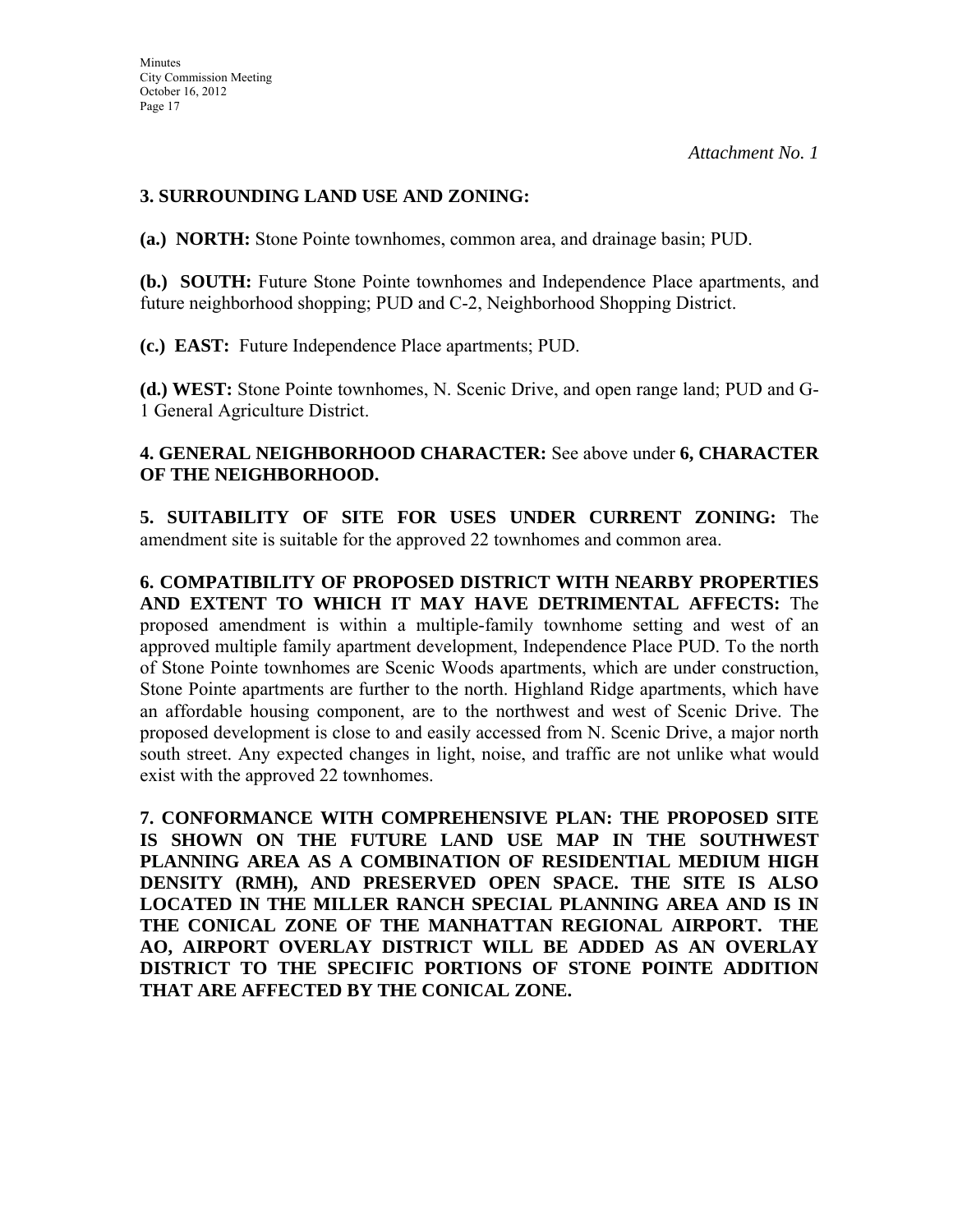*Attachment No. 1*

**3. SURROUNDING LAND USE AND ZONING:**

**(a.) NORTH:** Stone Pointe townhomes, common area, and drainage basin; PUD.

**(b.) SOUTH:** Future Stone Pointe townhomes and Independence Place apartments, and future neighborhood shopping; PUD and C-2, Neighborhood Shopping District.

**(c.) EAST:** Future Independence Place apartments; PUD.

**(d.) WEST:** Stone Pointe townhomes, N. Scenic Drive, and open range land; PUD and G-1 General Agriculture District.

**4. GENERAL NEIGHBORHOOD CHARACTER:** See above under **6, CHARACTER OF THE NEIGHBORHOOD.**

**5. SUITABILITY OF SITE FOR USES UNDER CURRENT ZONING:** The amendment site is suitable for the approved 22 townhomes and common area.

**6. COMPATIBILITY OF PROPOSED DISTRICT WITH NEARBY PROPERTIES AND EXTENT TO WHICH IT MAY HAVE DETRIMENTAL AFFECTS:** The proposed amendment is within a multiple-family townhome setting and west of an approved multiple family apartment development, Independence Place PUD. To the north of Stone Pointe townhomes are Scenic Woods apartments, which are under construction, Stone Pointe apartments are further to the north. Highland Ridge apartments, which have an affordable housing component, are to the northwest and west of Scenic Drive. The proposed development is close to and easily accessed from N. Scenic Drive, a major north south street. Any expected changes in light, noise, and traffic are not unlike what would exist with the approved 22 townhomes.

**7. CONFORMANCE WITH COMPREHENSIVE PLAN: THE PROPOSED SITE IS SHOWN ON THE FUTURE LAND USE MAP IN THE SOUTHWEST PLANNING AREA AS A COMBINATION OF RESIDENTIAL MEDIUM HIGH DENSITY (RMH), AND PRESERVED OPEN SPACE. THE SITE IS ALSO LOCATED IN THE MILLER RANCH SPECIAL PLANNING AREA AND IS IN THE CONICAL ZONE OF THE MANHATTAN REGIONAL AIRPORT. THE AO, AIRPORT OVERLAY DISTRICT WILL BE ADDED AS AN OVERLAY DISTRICT TO THE SPECIFIC PORTIONS OF STONE POINTE ADDITION THAT ARE AFFECTED BY THE CONICAL ZONE.**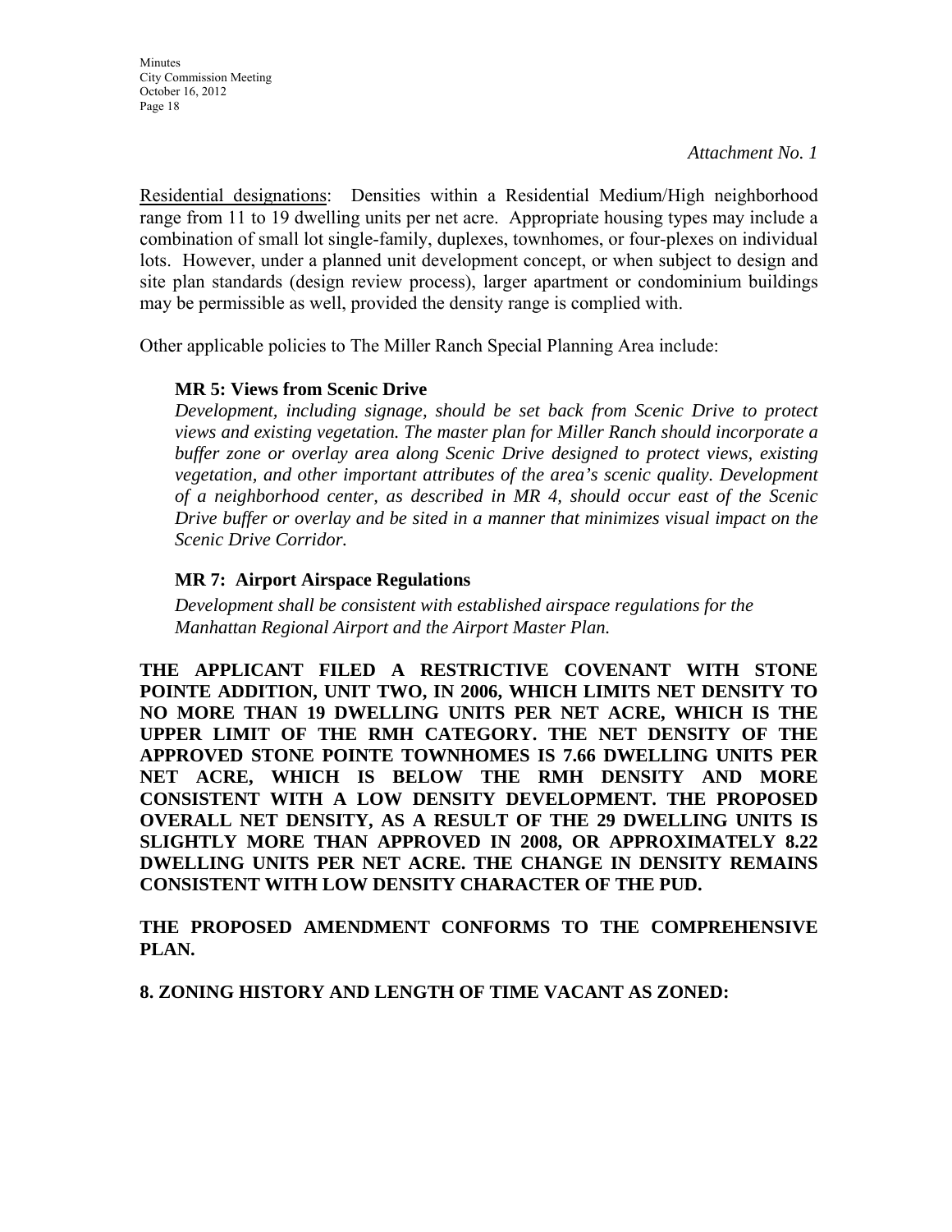*Attachment No. 1*

Residential designations: Densities within a Residential Medium/High neighborhood range from 11 to 19 dwelling units per net acre. Appropriate housing types may include a combination of small lot single-family, duplexes, townhomes, or four-plexes on individual lots. However, under a planned unit development concept, or when subject to design and site plan standards (design review process), larger apartment or condominium buildings may be permissible as well, provided the density range is complied with.

Other applicable policies to The Miller Ranch Special Planning Area include:

**MR 5: Views from Scenic Drive**

*Development, including signage, should be set back from Scenic Drive to protect views and existing vegetation. The master plan for Miller Ranch should incorporate a buffer zone or overlay area along Scenic Drive designed to protect views, existing vegetation, and other important attributes of the area's scenic quality. Development of a neighborhood center, as described in MR 4, should occur east of the Scenic Drive buffer or overlay and be sited in a manner that minimizes visual impact on the Scenic Drive Corridor.*

**MR 7: Airport Airspace Regulations**

*Development shall be consistent with established airspace regulations for the Manhattan Regional Airport and the Airport Master Plan.*

**THE APPLICANT FILED A RESTRICTIVE COVENANT WITH STONE POINTE ADDITION, UNIT TWO, IN 2006, WHICH LIMITS NET DENSITY TO NO MORE THAN 19 DWELLING UNITS PER NET ACRE, WHICH IS THE UPPER LIMIT OF THE RMH CATEGORY. THE NET DENSITY OF THE APPROVED STONE POINTE TOWNHOMES IS 7.66 DWELLING UNITS PER NET ACRE, WHICH IS BELOW THE RMH DENSITY AND MORE CONSISTENT WITH A LOW DENSITY DEVELOPMENT. THE PROPOSED OVERALL NET DENSITY, AS A RESULT OF THE 29 DWELLING UNITS IS SLIGHTLY MORE THAN APPROVED IN 2008, OR APPROXIMATELY 8.22 DWELLING UNITS PER NET ACRE. THE CHANGE IN DENSITY REMAINS CONSISTENT WITH LOW DENSITY CHARACTER OF THE PUD.**

**THE PROPOSED AMENDMENT CONFORMS TO THE COMPREHENSIVE PLAN.**

**8. ZONING HISTORY AND LENGTH OF TIME VACANT AS ZONED:**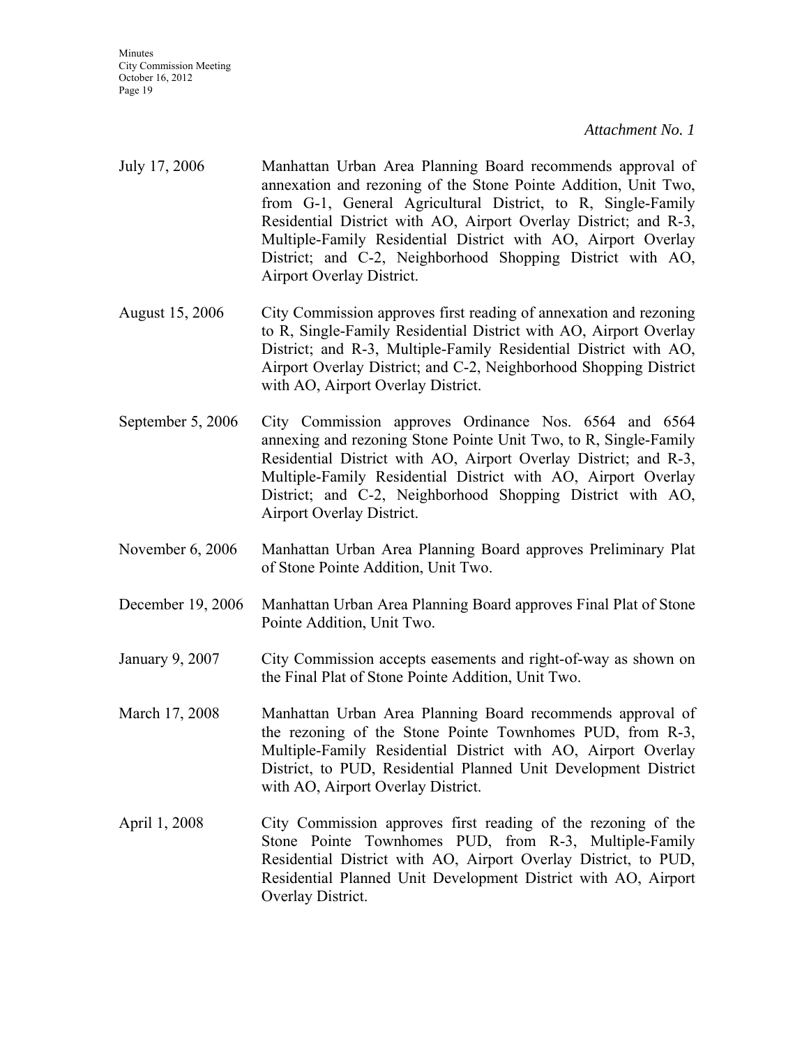*Attachment No. 1*

| | |
|---|---|
| July 17, 2006 | Manhattan Urban Area Planning Board recommends approval of annexation and rezoning of the Stone Pointe Addition, Unit Two, from G-1, General Agricultural District, to R, Single-Family Residential District with AO, Airport Overlay District; and R-3, Multiple-Family Residential District with AO, Airport Overlay District; and C-2, Neighborhood Shopping District with AO, Airport Overlay District. |
| August 15, 2006 | City Commission approves first reading of annexation and rezoning to R, Single-Family Residential District with AO, Airport Overlay District; and R-3, Multiple-Family Residential District with AO, Airport Overlay District; and C-2, Neighborhood Shopping District with AO, Airport Overlay District. |
| September 5, 2006 | City Commission approves Ordinance Nos. 6564 and 6564 annexing and rezoning Stone Pointe Unit Two, to R, Single-Family Residential District with AO, Airport Overlay District; and R-3, Multiple-Family Residential District with AO, Airport Overlay District; and C-2, Neighborhood Shopping District with AO, Airport Overlay District. |
| November 6, 2006 | Manhattan Urban Area Planning Board approves Preliminary Plat of Stone Pointe Addition, Unit Two. |
| December 19, 2006 | Manhattan Urban Area Planning Board approves Final Plat of Stone Pointe Addition, Unit Two. |
| January 9, 2007 | City Commission accepts easements and right-of-way as shown on the Final Plat of Stone Pointe Addition, Unit Two. |
| March 17, 2008 | Manhattan Urban Area Planning Board recommends approval of the rezoning of the Stone Pointe Townhomes PUD, from R-3, Multiple-Family Residential District with AO, Airport Overlay District, to PUD, Residential Planned Unit Development District with AO, Airport Overlay District. |
| April 1, 2008 | City Commission approves first reading of the rezoning of the Stone Pointe Townhomes PUD, from R-3, Multiple-Family Residential District with AO, Airport Overlay District, to PUD, Residential Planned Unit Development District with AO, Airport Overlay District. |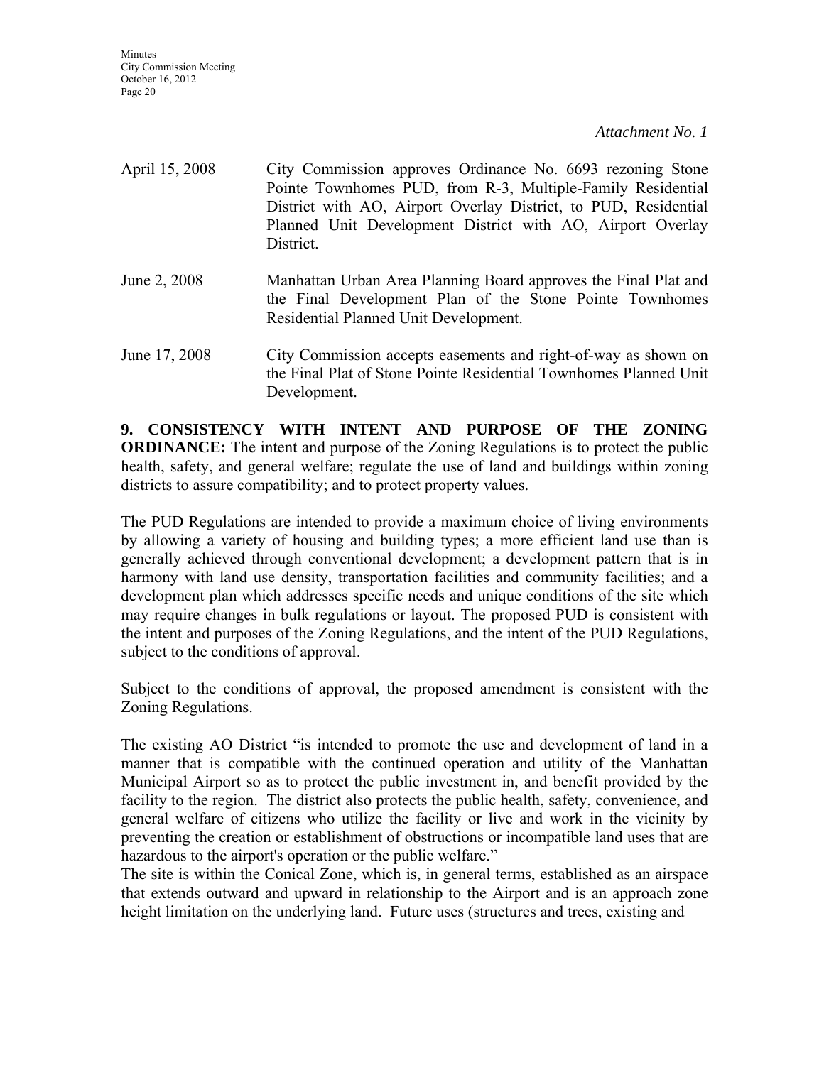*Attachment No. 1*

April 15, 2008 City Commission approves Ordinance No. 6693 rezoning Stone Pointe Townhomes PUD, from R-3, Multiple-Family Residential District with AO, Airport Overlay District, to PUD, Residential Planned Unit Development District with AO, Airport Overlay District.

June 2, 2008 Manhattan Urban Area Planning Board approves the Final Plat and the Final Development Plan of the Stone Pointe Townhomes Residential Planned Unit Development.

June 17, 2008 City Commission accepts easements and right-of-way as shown on the Final Plat of Stone Pointe Residential Townhomes Planned Unit Development.

**9. CONSISTENCY WITH INTENT AND PURPOSE OF THE ZONING ORDINANCE:** The intent and purpose of the Zoning Regulations is to protect the public health, safety, and general welfare; regulate the use of land and buildings within zoning districts to assure compatibility; and to protect property values.

The PUD Regulations are intended to provide a maximum choice of living environments by allowing a variety of housing and building types; a more efficient land use than is generally achieved through conventional development; a development pattern that is in harmony with land use density, transportation facilities and community facilities; and a development plan which addresses specific needs and unique conditions of the site which may require changes in bulk regulations or layout. The proposed PUD is consistent with the intent and purposes of the Zoning Regulations, and the intent of the PUD Regulations, subject to the conditions of approval.

Subject to the conditions of approval, the proposed amendment is consistent with the Zoning Regulations.

The existing AO District "is intended to promote the use and development of land in a manner that is compatible with the continued operation and utility of the Manhattan Municipal Airport so as to protect the public investment in, and benefit provided by the facility to the region. The district also protects the public health, safety, convenience, and general welfare of citizens who utilize the facility or live and work in the vicinity by preventing the creation or establishment of obstructions or incompatible land uses that are hazardous to the airport's operation or the public welfare."
The site is within the Conical Zone, which is, in general terms, established as an airspace that extends outward and upward in relationship to the Airport and is an approach zone height limitation on the underlying land. Future uses (structures and trees, existing and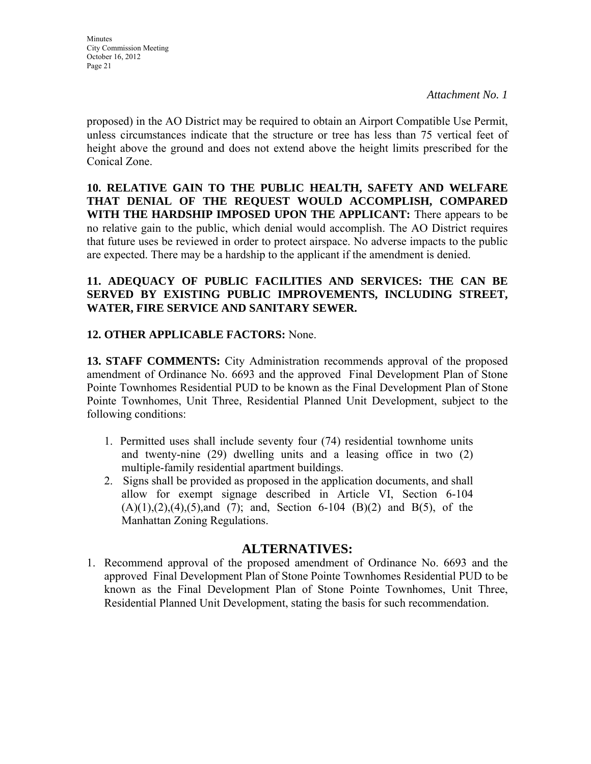*Attachment No. 1*

proposed) in the AO District may be required to obtain an Airport Compatible Use Permit, unless circumstances indicate that the structure or tree has less than 75 vertical feet of height above the ground and does not extend above the height limits prescribed for the Conical Zone.

**10. RELATIVE GAIN TO THE PUBLIC HEALTH, SAFETY AND WELFARE THAT DENIAL OF THE REQUEST WOULD ACCOMPLISH, COMPARED WITH THE HARDSHIP IMPOSED UPON THE APPLICANT:** There appears to be no relative gain to the public, which denial would accomplish. The AO District requires that future uses be reviewed in order to protect airspace. No adverse impacts to the public are expected. There may be a hardship to the applicant if the amendment is denied.

**11. ADEQUACY OF PUBLIC FACILITIES AND SERVICES: THE CAN BE SERVED BY EXISTING PUBLIC IMPROVEMENTS, INCLUDING STREET, WATER, FIRE SERVICE AND SANITARY SEWER.**

**12. OTHER APPLICABLE FACTORS:** None.

**13. STAFF COMMENTS:** City Administration recommends approval of the proposed amendment of Ordinance No. 6693 and the approved Final Development Plan of Stone Pointe Townhomes Residential PUD to be known as the Final Development Plan of Stone Pointe Townhomes, Unit Three, Residential Planned Unit Development, subject to the following conditions:

1. Permitted uses shall include seventy four (74) residential townhome units and twenty-nine (29) dwelling units and a leasing office in two (2) multiple-family residential apartment buildings.
2. Signs shall be provided as proposed in the application documents, and shall allow for exempt signage described in Article VI, Section 6-104 (A)(1),(2),(4),(5),and (7); and, Section 6-104 (B)(2) and B(5), of the Manhattan Zoning Regulations.

## ALTERNATIVES:

1. Recommend approval of the proposed amendment of Ordinance No. 6693 and the approved Final Development Plan of Stone Pointe Townhomes Residential PUD to be known as the Final Development Plan of Stone Pointe Townhomes, Unit Three, Residential Planned Unit Development, stating the basis for such recommendation.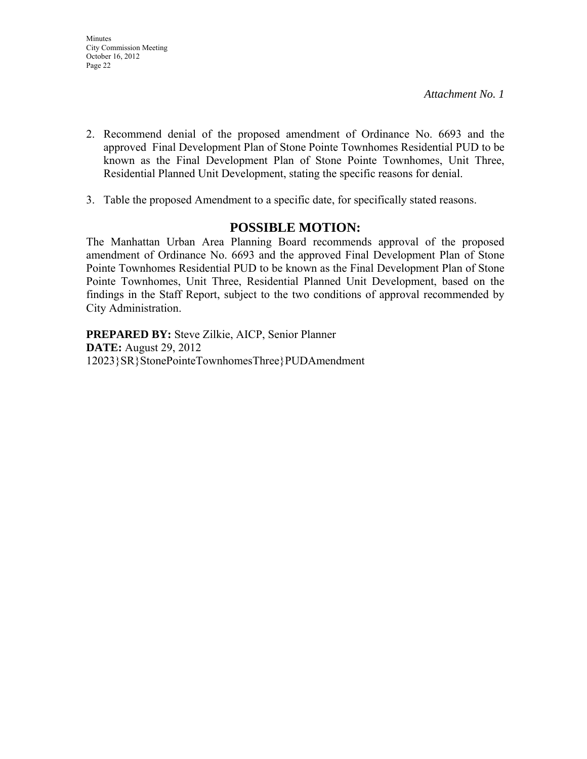*Attachment No. 1*

2. Recommend denial of the proposed amendment of Ordinance No. 6693 and the approved Final Development Plan of Stone Pointe Townhomes Residential PUD to be known as the Final Development Plan of Stone Pointe Townhomes, Unit Three, Residential Planned Unit Development, stating the specific reasons for denial.

3. Table the proposed Amendment to a specific date, for specifically stated reasons.

## POSSIBLE MOTION:

The Manhattan Urban Area Planning Board recommends approval of the proposed amendment of Ordinance No. 6693 and the approved Final Development Plan of Stone Pointe Townhomes Residential PUD to be known as the Final Development Plan of Stone Pointe Townhomes, Unit Three, Residential Planned Unit Development, based on the findings in the Staff Report, subject to the two conditions of approval recommended by City Administration.

**PREPARED BY:** Steve Zilkie, AICP, Senior Planner
**DATE:** August 29, 2012
12023}SR}StonePointeTownhomesThree}PUDAmendment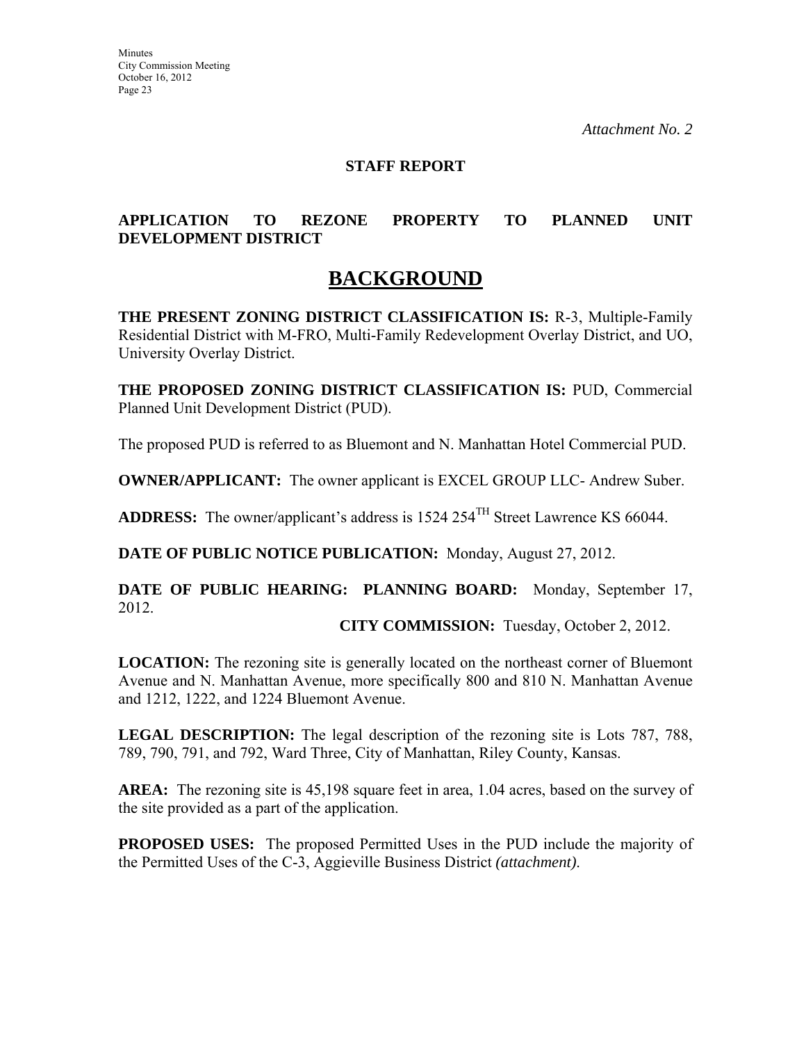*Attachment No. 2*

**STAFF REPORT**

**APPLICATION TO REZONE PROPERTY TO PLANNED UNIT DEVELOPMENT DISTRICT**

# BACKGROUND

**THE PRESENT ZONING DISTRICT CLASSIFICATION IS:** R-3, Multiple-Family Residential District with M-FRO, Multi-Family Redevelopment Overlay District, and UO, University Overlay District.

**THE PROPOSED ZONING DISTRICT CLASSIFICATION IS:** PUD, Commercial Planned Unit Development District (PUD).

The proposed PUD is referred to as Bluemont and N. Manhattan Hotel Commercial PUD.

**OWNER/APPLICANT:** The owner applicant is EXCEL GROUP LLC- Andrew Suber.

**ADDRESS:** The owner/applicant's address is 1524 254TH Street Lawrence KS 66044.

**DATE OF PUBLIC NOTICE PUBLICATION:** Monday, August 27, 2012.

**DATE OF PUBLIC HEARING: PLANNING BOARD:** Monday, September 17, 2012.

**CITY COMMISSION:** Tuesday, October 2, 2012.

**LOCATION:** The rezoning site is generally located on the northeast corner of Bluemont Avenue and N. Manhattan Avenue, more specifically 800 and 810 N. Manhattan Avenue and 1212, 1222, and 1224 Bluemont Avenue.

**LEGAL DESCRIPTION:** The legal description of the rezoning site is Lots 787, 788, 789, 790, 791, and 792, Ward Three, City of Manhattan, Riley County, Kansas.

**AREA:** The rezoning site is 45,198 square feet in area, 1.04 acres, based on the survey of the site provided as a part of the application.

**PROPOSED USES:** The proposed Permitted Uses in the PUD include the majority of the Permitted Uses of the C-3, Aggieville Business District *(attachment).*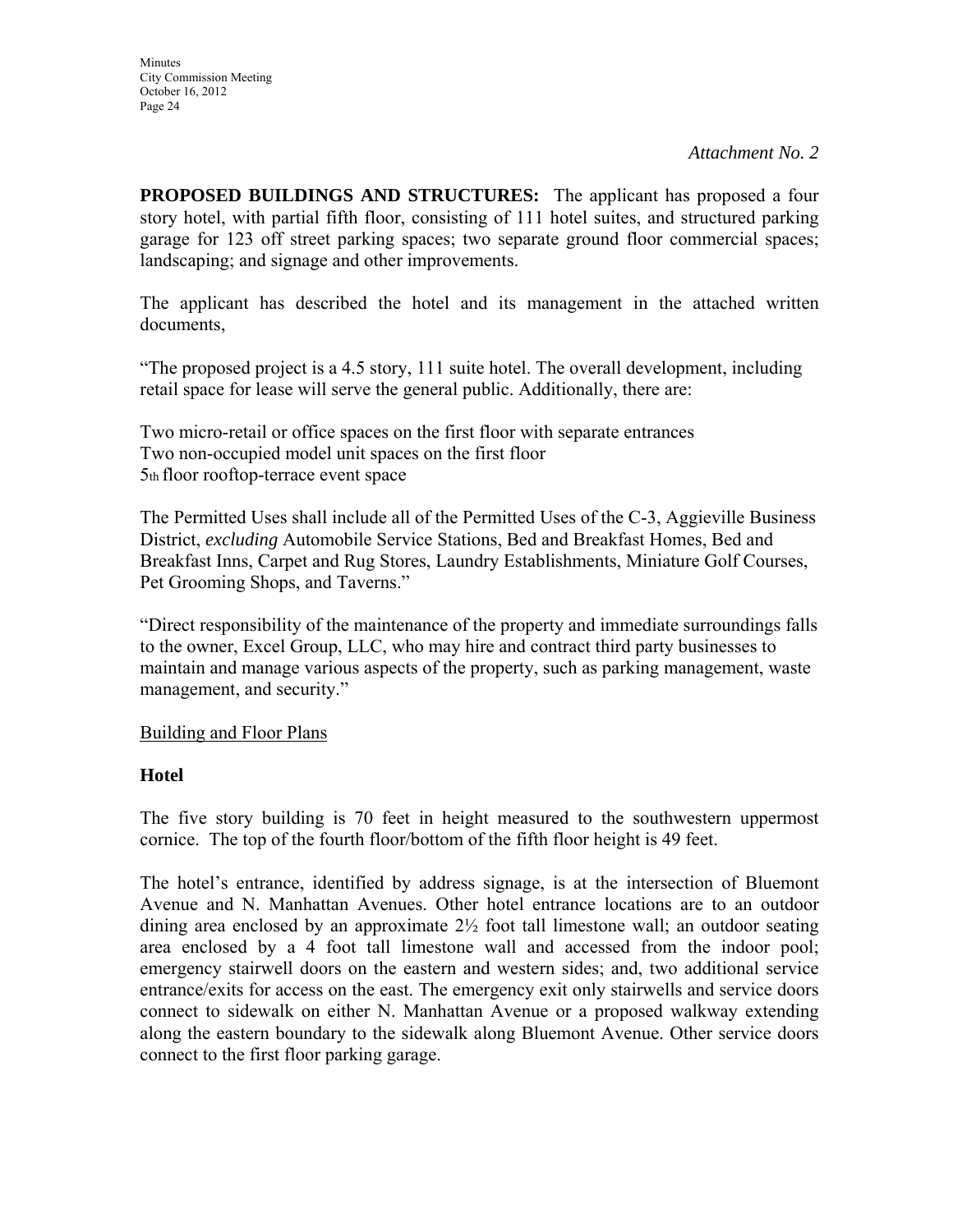*Attachment No. 2*

**PROPOSED BUILDINGS AND STRUCTURES:** The applicant has proposed a four story hotel, with partial fifth floor, consisting of 111 hotel suites, and structured parking garage for 123 off street parking spaces; two separate ground floor commercial spaces; landscaping; and signage and other improvements.

The applicant has described the hotel and its management in the attached written documents,

"The proposed project is a 4.5 story, 111 suite hotel. The overall development, including retail space for lease will serve the general public. Additionally, there are:

Two micro-retail or office spaces on the first floor with separate entrances
Two non-occupied model unit spaces on the first floor
5th floor rooftop-terrace event space

The Permitted Uses shall include all of the Permitted Uses of the C-3, Aggieville Business District, *excluding* Automobile Service Stations, Bed and Breakfast Homes, Bed and Breakfast Inns, Carpet and Rug Stores, Laundry Establishments, Miniature Golf Courses, Pet Grooming Shops, and Taverns."

"Direct responsibility of the maintenance of the property and immediate surroundings falls to the owner, Excel Group, LLC, who may hire and contract third party businesses to maintain and manage various aspects of the property, such as parking management, waste management, and security."

<u>Building and Floor Plans</u>

**Hotel**

The five story building is 70 feet in height measured to the southwestern uppermost cornice. The top of the fourth floor/bottom of the fifth floor height is 49 feet.

The hotel's entrance, identified by address signage, is at the intersection of Bluemont Avenue and N. Manhattan Avenues. Other hotel entrance locations are to an outdoor dining area enclosed by an approximate 2½ foot tall limestone wall; an outdoor seating area enclosed by a 4 foot tall limestone wall and accessed from the indoor pool; emergency stairwell doors on the eastern and western sides; and, two additional service entrance/exits for access on the east. The emergency exit only stairwells and service doors connect to sidewalk on either N. Manhattan Avenue or a proposed walkway extending along the eastern boundary to the sidewalk along Bluemont Avenue. Other service doors connect to the first floor parking garage.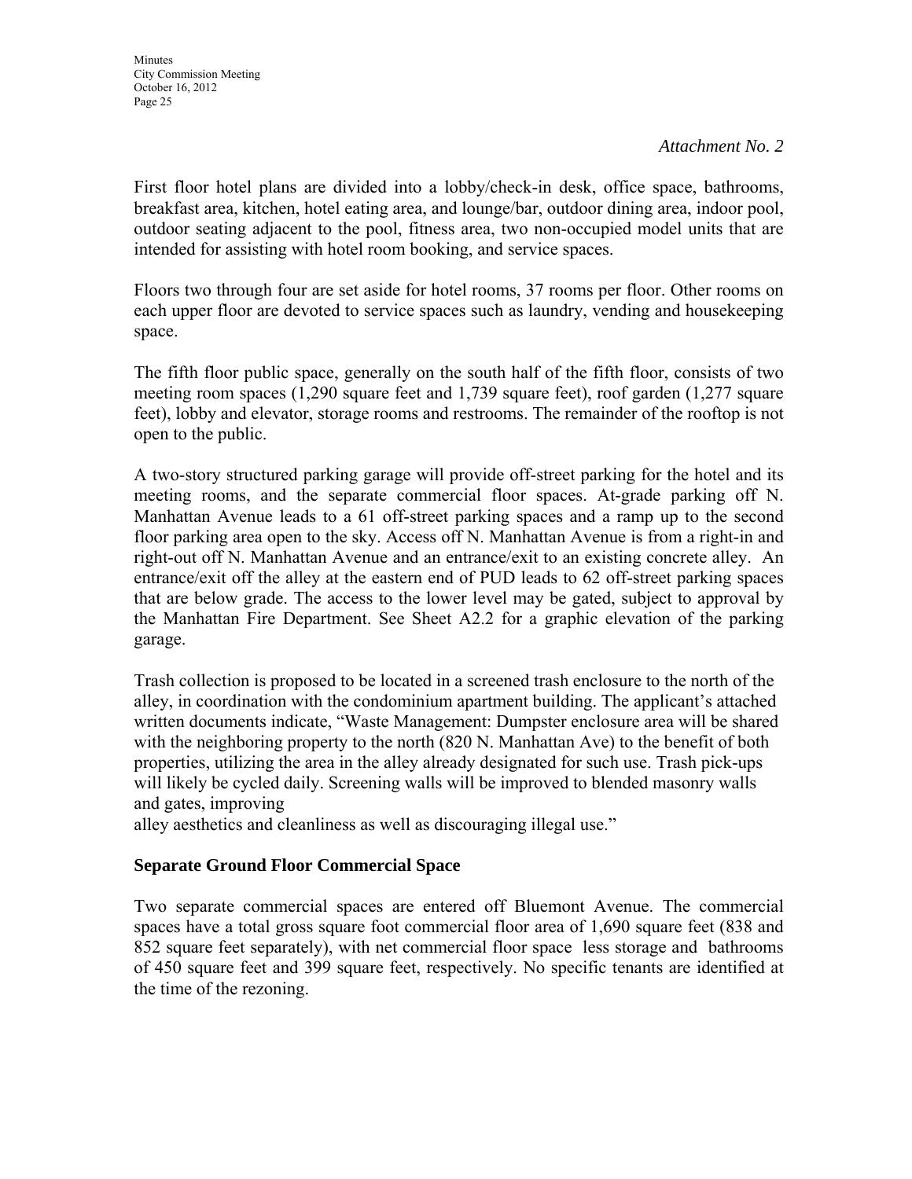*Attachment No. 2*

First floor hotel plans are divided into a lobby/check-in desk, office space, bathrooms, breakfast area, kitchen, hotel eating area, and lounge/bar, outdoor dining area, indoor pool, outdoor seating adjacent to the pool, fitness area, two non-occupied model units that are intended for assisting with hotel room booking, and service spaces.

Floors two through four are set aside for hotel rooms, 37 rooms per floor. Other rooms on each upper floor are devoted to service spaces such as laundry, vending and housekeeping space.

The fifth floor public space, generally on the south half of the fifth floor, consists of two meeting room spaces (1,290 square feet and 1,739 square feet), roof garden (1,277 square feet), lobby and elevator, storage rooms and restrooms. The remainder of the rooftop is not open to the public.

A two-story structured parking garage will provide off-street parking for the hotel and its meeting rooms, and the separate commercial floor spaces. At-grade parking off N. Manhattan Avenue leads to a 61 off-street parking spaces and a ramp up to the second floor parking area open to the sky. Access off N. Manhattan Avenue is from a right-in and right-out off N. Manhattan Avenue and an entrance/exit to an existing concrete alley. An entrance/exit off the alley at the eastern end of PUD leads to 62 off-street parking spaces that are below grade. The access to the lower level may be gated, subject to approval by the Manhattan Fire Department. See Sheet A2.2 for a graphic elevation of the parking garage.

Trash collection is proposed to be located in a screened trash enclosure to the north of the alley, in coordination with the condominium apartment building. The applicant's attached written documents indicate, "Waste Management: Dumpster enclosure area will be shared with the neighboring property to the north (820 N. Manhattan Ave) to the benefit of both properties, utilizing the area in the alley already designated for such use. Trash pick-ups will likely be cycled daily. Screening walls will be improved to blended masonry walls and gates, improving
alley aesthetics and cleanliness as well as discouraging illegal use."

**Separate Ground Floor Commercial Space**

Two separate commercial spaces are entered off Bluemont Avenue. The commercial spaces have a total gross square foot commercial floor area of 1,690 square feet (838 and 852 square feet separately), with net commercial floor space less storage and bathrooms of 450 square feet and 399 square feet, respectively. No specific tenants are identified at the time of the rezoning.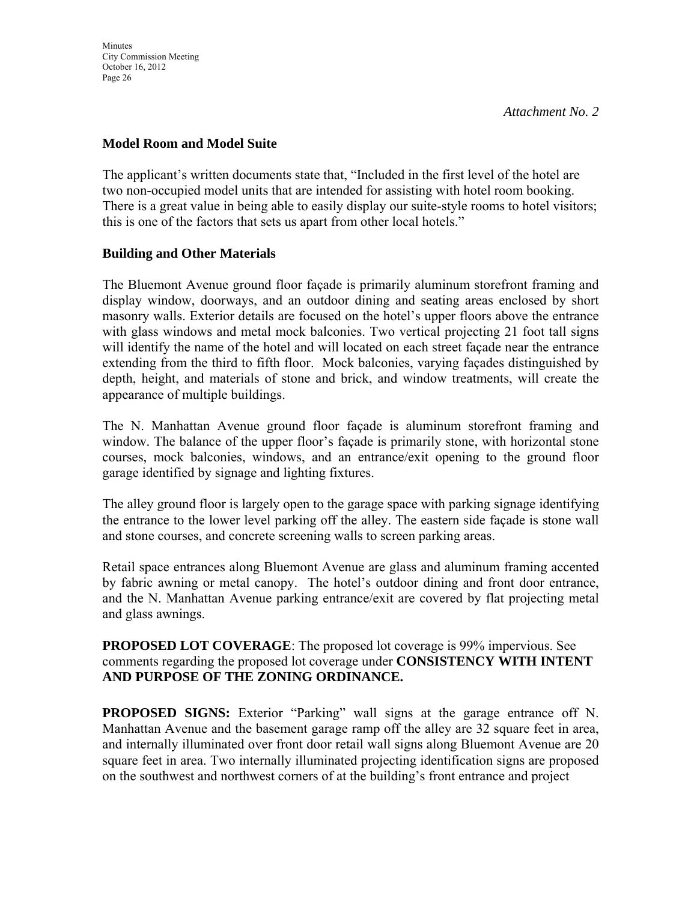*Attachment No. 2*

**Model Room and Model Suite**

The applicant's written documents state that, "Included in the first level of the hotel are two non-occupied model units that are intended for assisting with hotel room booking. There is a great value in being able to easily display our suite-style rooms to hotel visitors; this is one of the factors that sets us apart from other local hotels."

**Building and Other Materials**

The Bluemont Avenue ground floor façade is primarily aluminum storefront framing and display window, doorways, and an outdoor dining and seating areas enclosed by short masonry walls. Exterior details are focused on the hotel's upper floors above the entrance with glass windows and metal mock balconies. Two vertical projecting 21 foot tall signs will identify the name of the hotel and will located on each street façade near the entrance extending from the third to fifth floor. Mock balconies, varying façades distinguished by depth, height, and materials of stone and brick, and window treatments, will create the appearance of multiple buildings.

The N. Manhattan Avenue ground floor façade is aluminum storefront framing and window. The balance of the upper floor's façade is primarily stone, with horizontal stone courses, mock balconies, windows, and an entrance/exit opening to the ground floor garage identified by signage and lighting fixtures.

The alley ground floor is largely open to the garage space with parking signage identifying the entrance to the lower level parking off the alley. The eastern side façade is stone wall and stone courses, and concrete screening walls to screen parking areas.

Retail space entrances along Bluemont Avenue are glass and aluminum framing accented by fabric awning or metal canopy. The hotel's outdoor dining and front door entrance, and the N. Manhattan Avenue parking entrance/exit are covered by flat projecting metal and glass awnings.

**PROPOSED LOT COVERAGE**: The proposed lot coverage is 99% impervious. See comments regarding the proposed lot coverage under **CONSISTENCY WITH INTENT AND PURPOSE OF THE ZONING ORDINANCE.**

**PROPOSED SIGNS:** Exterior "Parking" wall signs at the garage entrance off N. Manhattan Avenue and the basement garage ramp off the alley are 32 square feet in area, and internally illuminated over front door retail wall signs along Bluemont Avenue are 20 square feet in area. Two internally illuminated projecting identification signs are proposed on the southwest and northwest corners of at the building's front entrance and project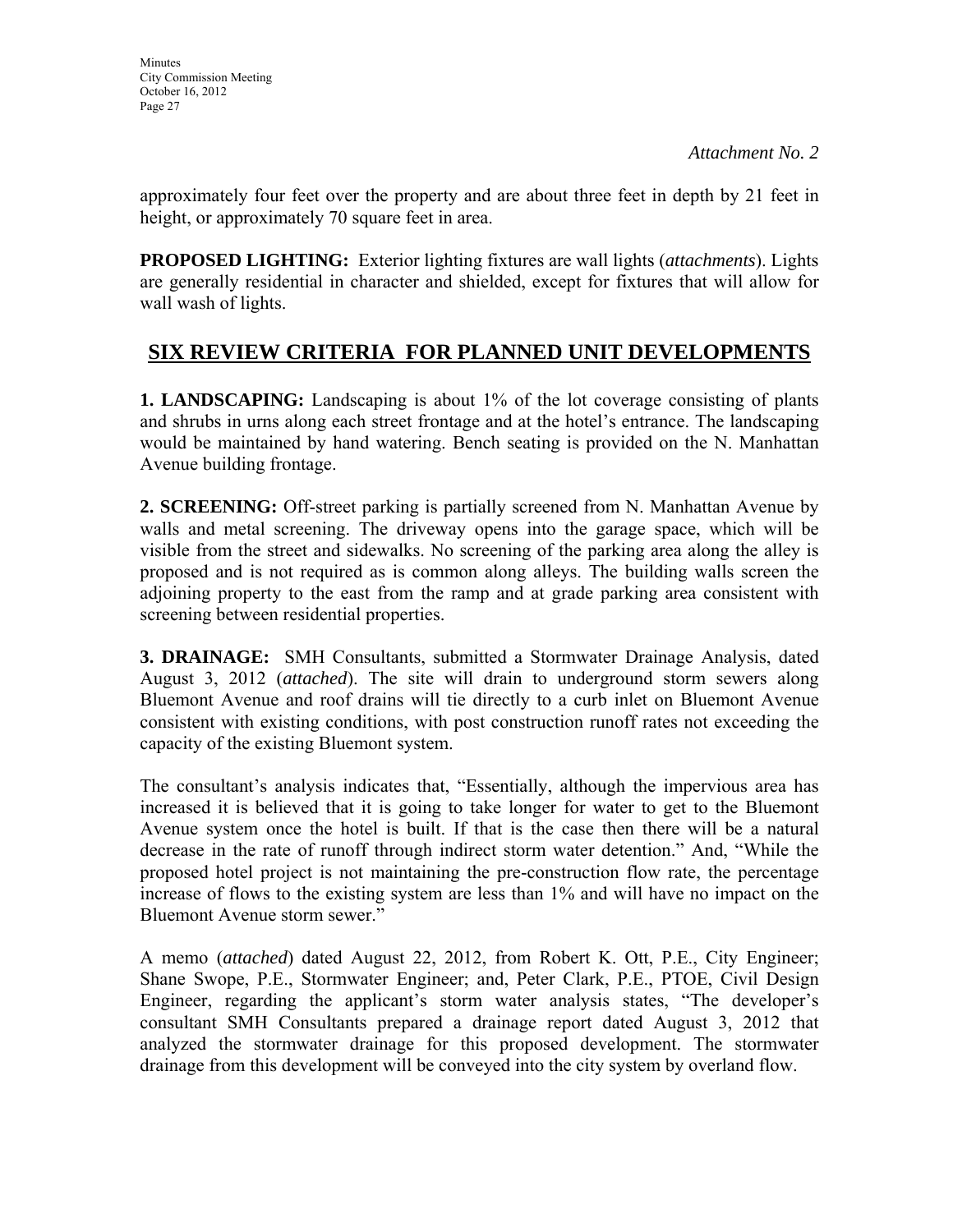*Attachment No. 2*

approximately four feet over the property and are about three feet in depth by 21 feet in height, or approximately 70 square feet in area.

**PROPOSED LIGHTING:** Exterior lighting fixtures are wall lights (*attachments*). Lights are generally residential in character and shielded, except for fixtures that will allow for wall wash of lights.

## SIX REVIEW CRITERIA FOR PLANNED UNIT DEVELOPMENTS

**1. LANDSCAPING:** Landscaping is about 1% of the lot coverage consisting of plants and shrubs in urns along each street frontage and at the hotel's entrance. The landscaping would be maintained by hand watering. Bench seating is provided on the N. Manhattan Avenue building frontage.

**2. SCREENING:** Off-street parking is partially screened from N. Manhattan Avenue by walls and metal screening. The driveway opens into the garage space, which will be visible from the street and sidewalks. No screening of the parking area along the alley is proposed and is not required as is common along alleys. The building walls screen the adjoining property to the east from the ramp and at grade parking area consistent with screening between residential properties.

**3. DRAINAGE:** SMH Consultants, submitted a Stormwater Drainage Analysis, dated August 3, 2012 (*attached*). The site will drain to underground storm sewers along Bluemont Avenue and roof drains will tie directly to a curb inlet on Bluemont Avenue consistent with existing conditions, with post construction runoff rates not exceeding the capacity of the existing Bluemont system.

The consultant's analysis indicates that, "Essentially, although the impervious area has increased it is believed that it is going to take longer for water to get to the Bluemont Avenue system once the hotel is built. If that is the case then there will be a natural decrease in the rate of runoff through indirect storm water detention." And, "While the proposed hotel project is not maintaining the pre-construction flow rate, the percentage increase of flows to the existing system are less than 1% and will have no impact on the Bluemont Avenue storm sewer."

A memo (*attached*) dated August 22, 2012, from Robert K. Ott, P.E., City Engineer; Shane Swope, P.E., Stormwater Engineer; and, Peter Clark, P.E., PTOE, Civil Design Engineer, regarding the applicant's storm water analysis states, "The developer's consultant SMH Consultants prepared a drainage report dated August 3, 2012 that analyzed the stormwater drainage for this proposed development. The stormwater drainage from this development will be conveyed into the city system by overland flow.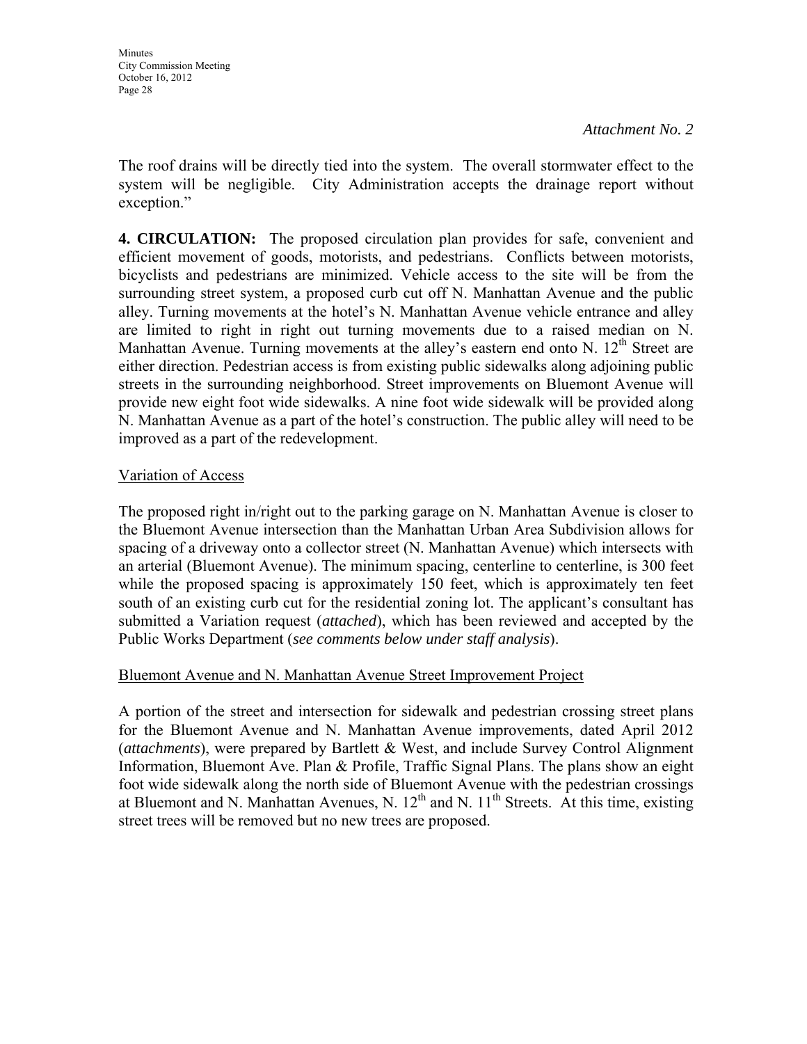*Attachment No. 2*

The roof drains will be directly tied into the system. The overall stormwater effect to the system will be negligible. City Administration accepts the drainage report without exception."

**4. CIRCULATION:** The proposed circulation plan provides for safe, convenient and efficient movement of goods, motorists, and pedestrians. Conflicts between motorists, bicyclists and pedestrians are minimized. Vehicle access to the site will be from the surrounding street system, a proposed curb cut off N. Manhattan Avenue and the public alley. Turning movements at the hotel's N. Manhattan Avenue vehicle entrance and alley are limited to right in right out turning movements due to a raised median on N. Manhattan Avenue. Turning movements at the alley's eastern end onto N. 12th Street are either direction. Pedestrian access is from existing public sidewalks along adjoining public streets in the surrounding neighborhood. Street improvements on Bluemont Avenue will provide new eight foot wide sidewalks. A nine foot wide sidewalk will be provided along N. Manhattan Avenue as a part of the hotel's construction. The public alley will need to be improved as a part of the redevelopment.

Variation of Access

The proposed right in/right out to the parking garage on N. Manhattan Avenue is closer to the Bluemont Avenue intersection than the Manhattan Urban Area Subdivision allows for spacing of a driveway onto a collector street (N. Manhattan Avenue) which intersects with an arterial (Bluemont Avenue). The minimum spacing, centerline to centerline, is 300 feet while the proposed spacing is approximately 150 feet, which is approximately ten feet south of an existing curb cut for the residential zoning lot. The applicant's consultant has submitted a Variation request (*attached*), which has been reviewed and accepted by the Public Works Department (*see comments below under staff analysis*).

Bluemont Avenue and N. Manhattan Avenue Street Improvement Project

A portion of the street and intersection for sidewalk and pedestrian crossing street plans for the Bluemont Avenue and N. Manhattan Avenue improvements, dated April 2012 (*attachments*), were prepared by Bartlett & West, and include Survey Control Alignment Information, Bluemont Ave. Plan & Profile, Traffic Signal Plans. The plans show an eight foot wide sidewalk along the north side of Bluemont Avenue with the pedestrian crossings at Bluemont and N. Manhattan Avenues, N. 12th and N. 11th Streets. At this time, existing street trees will be removed but no new trees are proposed.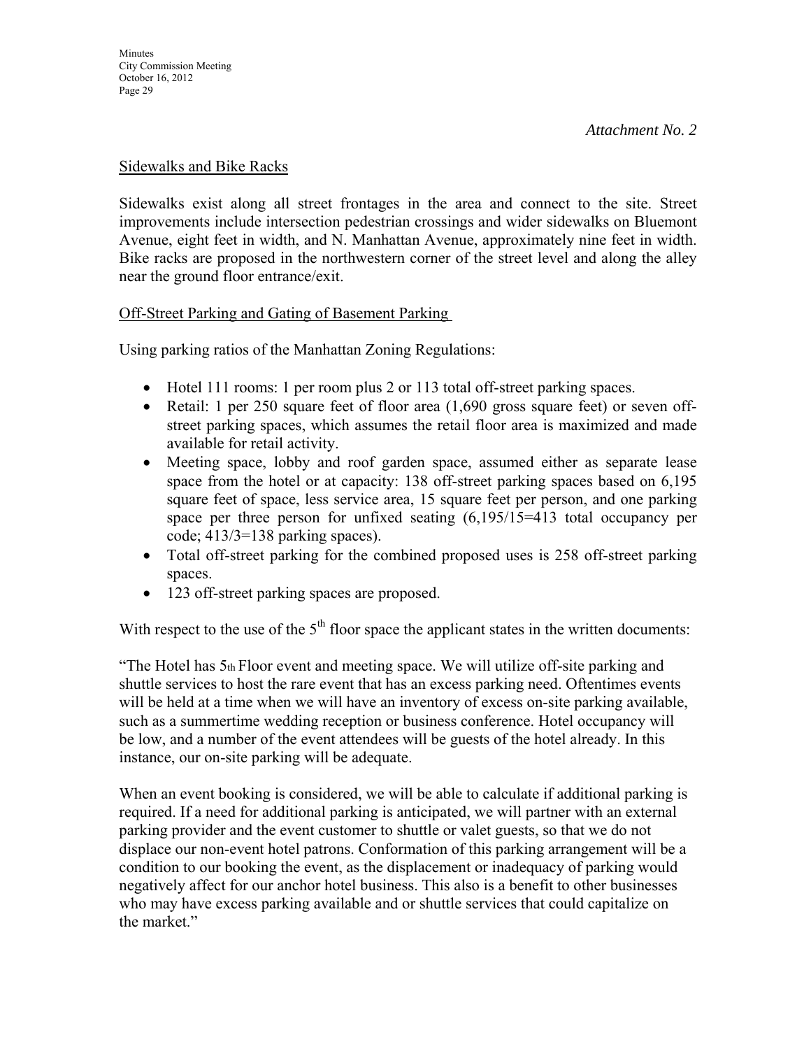*Attachment No. 2*

Sidewalks and Bike Racks

Sidewalks exist along all street frontages in the area and connect to the site. Street improvements include intersection pedestrian crossings and wider sidewalks on Bluemont Avenue, eight feet in width, and N. Manhattan Avenue, approximately nine feet in width. Bike racks are proposed in the northwestern corner of the street level and along the alley near the ground floor entrance/exit.

Off-Street Parking and Gating of Basement Parking

Using parking ratios of the Manhattan Zoning Regulations:

- Hotel 111 rooms: 1 per room plus 2 or 113 total off-street parking spaces.
- Retail: 1 per 250 square feet of floor area (1,690 gross square feet) or seven off-street parking spaces, which assumes the retail floor area is maximized and made available for retail activity.
- Meeting space, lobby and roof garden space, assumed either as separate lease space from the hotel or at capacity: 138 off-street parking spaces based on 6,195 square feet of space, less service area, 15 square feet per person, and one parking space per three person for unfixed seating (6,195/15=413 total occupancy per code; 413/3=138 parking spaces).
- Total off-street parking for the combined proposed uses is 258 off-street parking spaces.
- 123 off-street parking spaces are proposed.

With respect to the use of the 5th floor space the applicant states in the written documents:

"The Hotel has 5th Floor event and meeting space. We will utilize off-site parking and shuttle services to host the rare event that has an excess parking need. Oftentimes events will be held at a time when we will have an inventory of excess on-site parking available, such as a summertime wedding reception or business conference. Hotel occupancy will be low, and a number of the event attendees will be guests of the hotel already. In this instance, our on-site parking will be adequate.

When an event booking is considered, we will be able to calculate if additional parking is required. If a need for additional parking is anticipated, we will partner with an external parking provider and the event customer to shuttle or valet guests, so that we do not displace our non-event hotel patrons. Conformation of this parking arrangement will be a condition to our booking the event, as the displacement or inadequacy of parking would negatively affect for our anchor hotel business. This also is a benefit to other businesses who may have excess parking available and or shuttle services that could capitalize on the market."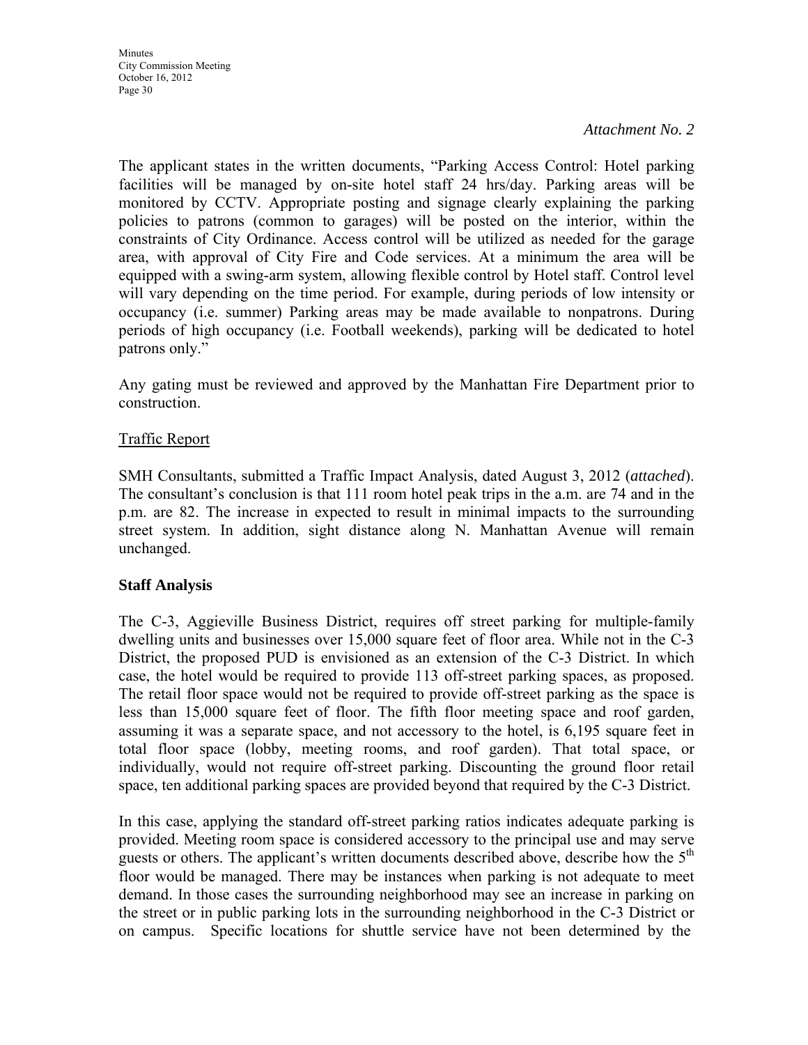*Attachment No. 2*

The applicant states in the written documents, "Parking Access Control: Hotel parking facilities will be managed by on-site hotel staff 24 hrs/day. Parking areas will be monitored by CCTV. Appropriate posting and signage clearly explaining the parking policies to patrons (common to garages) will be posted on the interior, within the constraints of City Ordinance. Access control will be utilized as needed for the garage area, with approval of City Fire and Code services. At a minimum the area will be equipped with a swing-arm system, allowing flexible control by Hotel staff. Control level will vary depending on the time period. For example, during periods of low intensity or occupancy (i.e. summer) Parking areas may be made available to nonpatrons. During periods of high occupancy (i.e. Football weekends), parking will be dedicated to hotel patrons only."

Any gating must be reviewed and approved by the Manhattan Fire Department prior to construction.

Traffic Report

SMH Consultants, submitted a Traffic Impact Analysis, dated August 3, 2012 (*attached*). The consultant's conclusion is that 111 room hotel peak trips in the a.m. are 74 and in the p.m. are 82. The increase in expected to result in minimal impacts to the surrounding street system. In addition, sight distance along N. Manhattan Avenue will remain unchanged.

**Staff Analysis**

The C-3, Aggieville Business District, requires off street parking for multiple-family dwelling units and businesses over 15,000 square feet of floor area. While not in the C-3 District, the proposed PUD is envisioned as an extension of the C-3 District. In which case, the hotel would be required to provide 113 off-street parking spaces, as proposed. The retail floor space would not be required to provide off-street parking as the space is less than 15,000 square feet of floor. The fifth floor meeting space and roof garden, assuming it was a separate space, and not accessory to the hotel, is 6,195 square feet in total floor space (lobby, meeting rooms, and roof garden). That total space, or individually, would not require off-street parking. Discounting the ground floor retail space, ten additional parking spaces are provided beyond that required by the C-3 District.

In this case, applying the standard off-street parking ratios indicates adequate parking is provided. Meeting room space is considered accessory to the principal use and may serve guests or others. The applicant's written documents described above, describe how the 5th floor would be managed. There may be instances when parking is not adequate to meet demand. In those cases the surrounding neighborhood may see an increase in parking on the street or in public parking lots in the surrounding neighborhood in the C-3 District or on campus. Specific locations for shuttle service have not been determined by the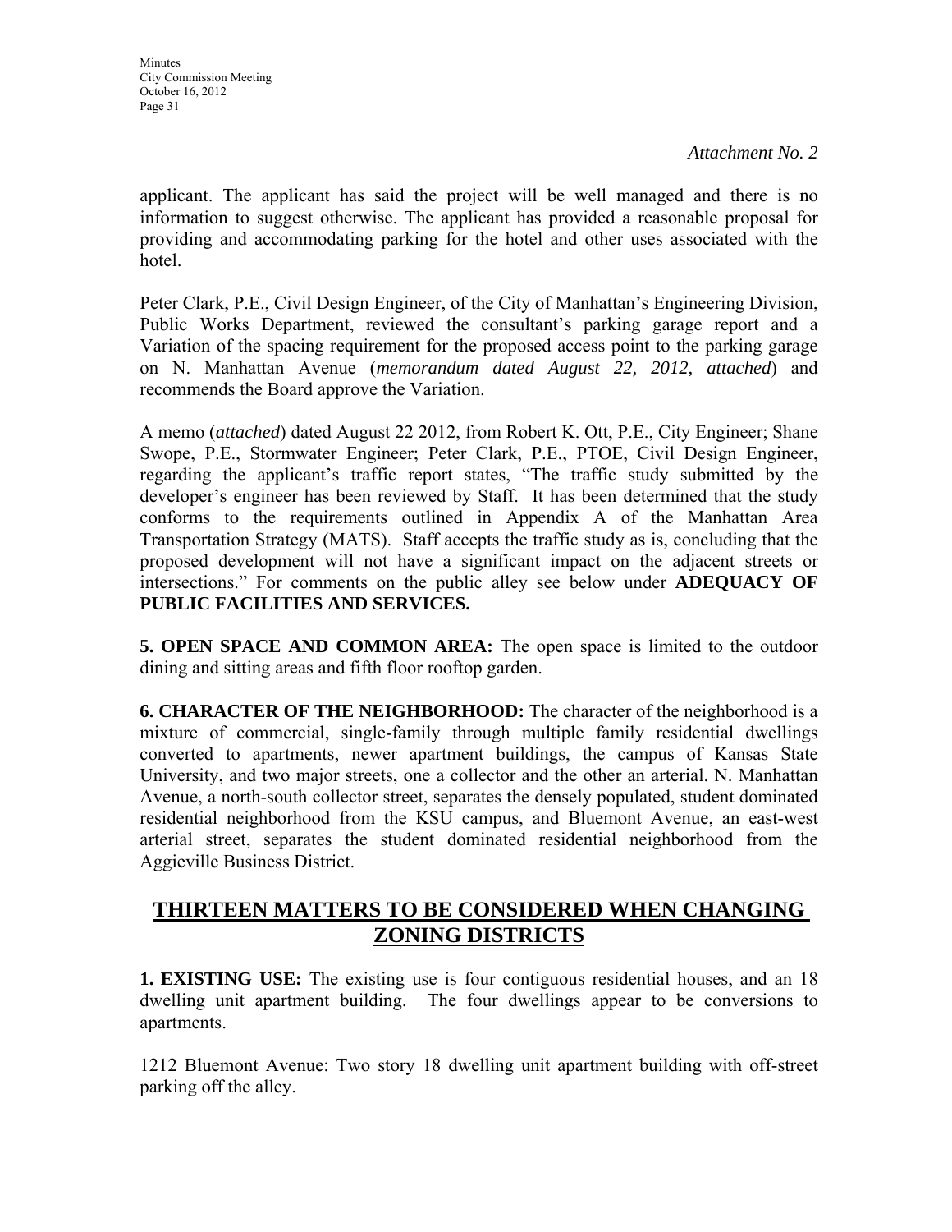*Attachment No. 2*

applicant. The applicant has said the project will be well managed and there is no information to suggest otherwise. The applicant has provided a reasonable proposal for providing and accommodating parking for the hotel and other uses associated with the hotel.

Peter Clark, P.E., Civil Design Engineer, of the City of Manhattan's Engineering Division, Public Works Department, reviewed the consultant's parking garage report and a Variation of the spacing requirement for the proposed access point to the parking garage on N. Manhattan Avenue (*memorandum dated August 22, 2012, attached*) and recommends the Board approve the Variation.

A memo (*attached*) dated August 22 2012, from Robert K. Ott, P.E., City Engineer; Shane Swope, P.E., Stormwater Engineer; Peter Clark, P.E., PTOE, Civil Design Engineer, regarding the applicant's traffic report states, "The traffic study submitted by the developer's engineer has been reviewed by Staff. It has been determined that the study conforms to the requirements outlined in Appendix A of the Manhattan Area Transportation Strategy (MATS). Staff accepts the traffic study as is, concluding that the proposed development will not have a significant impact on the adjacent streets or intersections." For comments on the public alley see below under **ADEQUACY OF PUBLIC FACILITIES AND SERVICES.**

**5. OPEN SPACE AND COMMON AREA:** The open space is limited to the outdoor dining and sitting areas and fifth floor rooftop garden.

**6. CHARACTER OF THE NEIGHBORHOOD:** The character of the neighborhood is a mixture of commercial, single-family through multiple family residential dwellings converted to apartments, newer apartment buildings, the campus of Kansas State University, and two major streets, one a collector and the other an arterial. N. Manhattan Avenue, a north-south collector street, separates the densely populated, student dominated residential neighborhood from the KSU campus, and Bluemont Avenue, an east-west arterial street, separates the student dominated residential neighborhood from the Aggieville Business District.

## THIRTEEN MATTERS TO BE CONSIDERED WHEN CHANGING ZONING DISTRICTS

**1. EXISTING USE:** The existing use is four contiguous residential houses, and an 18 dwelling unit apartment building. The four dwellings appear to be conversions to apartments.

1212 Bluemont Avenue: Two story 18 dwelling unit apartment building with off-street parking off the alley.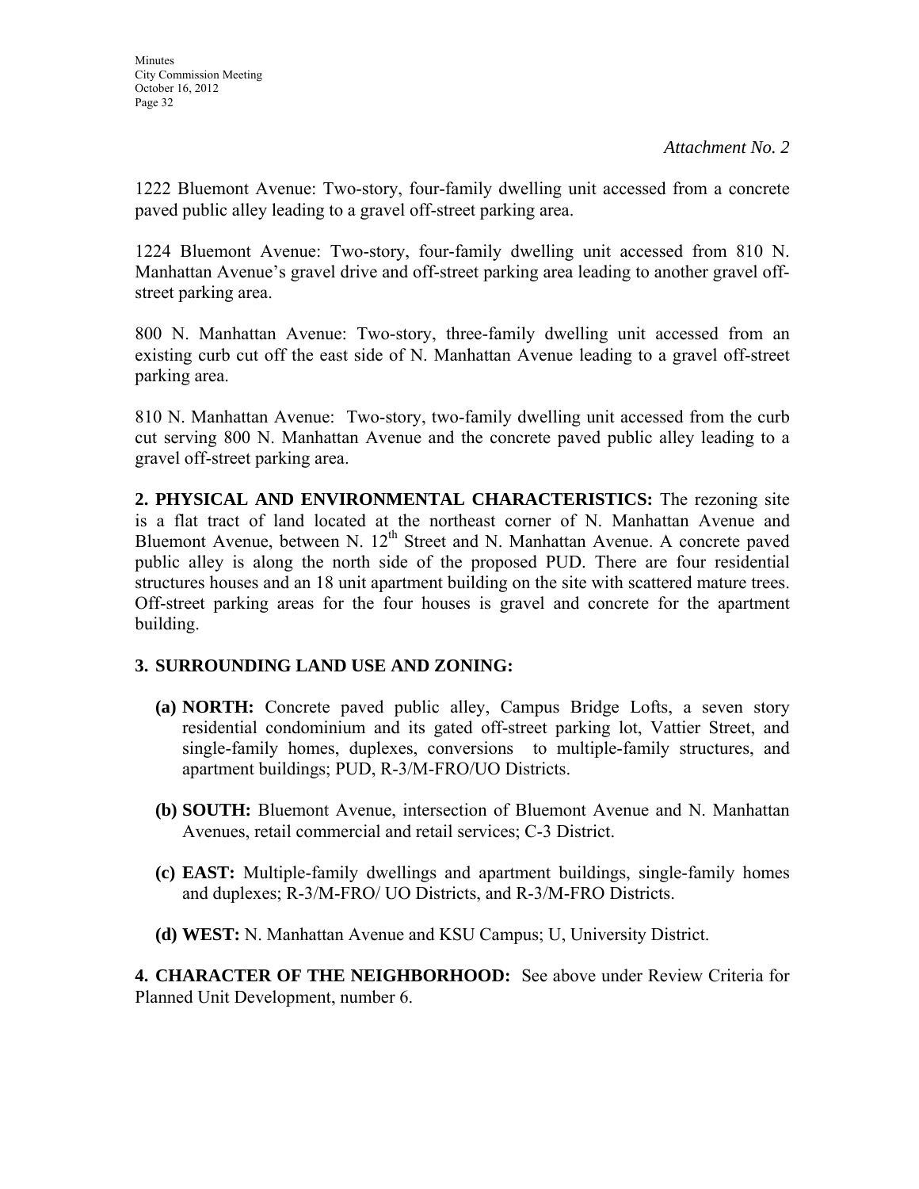*Attachment No. 2*

1222 Bluemont Avenue: Two-story, four-family dwelling unit accessed from a concrete paved public alley leading to a gravel off-street parking area.

1224 Bluemont Avenue: Two-story, four-family dwelling unit accessed from 810 N. Manhattan Avenue's gravel drive and off-street parking area leading to another gravel off-street parking area.

800 N. Manhattan Avenue: Two-story, three-family dwelling unit accessed from an existing curb cut off the east side of N. Manhattan Avenue leading to a gravel off-street parking area.

810 N. Manhattan Avenue: Two-story, two-family dwelling unit accessed from the curb cut serving 800 N. Manhattan Avenue and the concrete paved public alley leading to a gravel off-street parking area.

**2. PHYSICAL AND ENVIRONMENTAL CHARACTERISTICS:** The rezoning site is a flat tract of land located at the northeast corner of N. Manhattan Avenue and Bluemont Avenue, between N. 12th Street and N. Manhattan Avenue. A concrete paved public alley is along the north side of the proposed PUD. There are four residential structures houses and an 18 unit apartment building on the site with scattered mature trees. Off-street parking areas for the four houses is gravel and concrete for the apartment building.

**3. SURROUNDING LAND USE AND ZONING:**

**(a) NORTH:** Concrete paved public alley, Campus Bridge Lofts, a seven story residential condominium and its gated off-street parking lot, Vattier Street, and single-family homes, duplexes, conversions to multiple-family structures, and apartment buildings; PUD, R-3/M-FRO/UO Districts.

**(b) SOUTH:** Bluemont Avenue, intersection of Bluemont Avenue and N. Manhattan Avenues, retail commercial and retail services; C-3 District.

**(c) EAST:** Multiple-family dwellings and apartment buildings, single-family homes and duplexes; R-3/M-FRO/ UO Districts, and R-3/M-FRO Districts.

**(d) WEST:** N. Manhattan Avenue and KSU Campus; U, University District.

**4. CHARACTER OF THE NEIGHBORHOOD:** See above under Review Criteria for Planned Unit Development, number 6.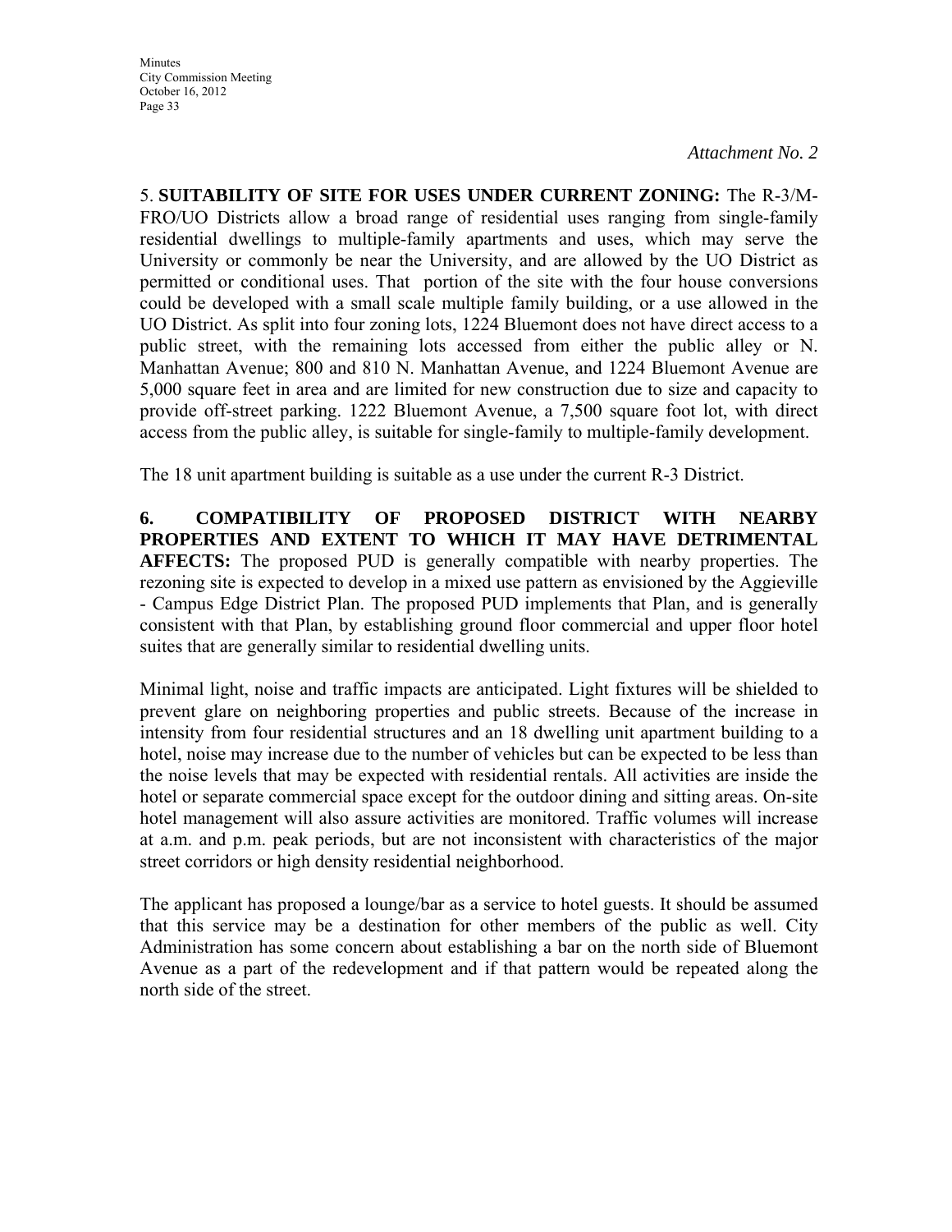*Attachment No. 2*

5. **SUITABILITY OF SITE FOR USES UNDER CURRENT ZONING:** The R-3/M-FRO/UO Districts allow a broad range of residential uses ranging from single-family residential dwellings to multiple-family apartments and uses, which may serve the University or commonly be near the University, and are allowed by the UO District as permitted or conditional uses. That portion of the site with the four house conversions could be developed with a small scale multiple family building, or a use allowed in the UO District. As split into four zoning lots, 1224 Bluemont does not have direct access to a public street, with the remaining lots accessed from either the public alley or N. Manhattan Avenue; 800 and 810 N. Manhattan Avenue, and 1224 Bluemont Avenue are 5,000 square feet in area and are limited for new construction due to size and capacity to provide off-street parking. 1222 Bluemont Avenue, a 7,500 square foot lot, with direct access from the public alley, is suitable for single-family to multiple-family development.

The 18 unit apartment building is suitable as a use under the current R-3 District.

**6. COMPATIBILITY OF PROPOSED DISTRICT WITH NEARBY PROPERTIES AND EXTENT TO WHICH IT MAY HAVE DETRIMENTAL AFFECTS:** The proposed PUD is generally compatible with nearby properties. The rezoning site is expected to develop in a mixed use pattern as envisioned by the Aggieville - Campus Edge District Plan. The proposed PUD implements that Plan, and is generally consistent with that Plan, by establishing ground floor commercial and upper floor hotel suites that are generally similar to residential dwelling units.

Minimal light, noise and traffic impacts are anticipated. Light fixtures will be shielded to prevent glare on neighboring properties and public streets. Because of the increase in intensity from four residential structures and an 18 dwelling unit apartment building to a hotel, noise may increase due to the number of vehicles but can be expected to be less than the noise levels that may be expected with residential rentals. All activities are inside the hotel or separate commercial space except for the outdoor dining and sitting areas. On-site hotel management will also assure activities are monitored. Traffic volumes will increase at a.m. and p.m. peak periods, but are not inconsistent with characteristics of the major street corridors or high density residential neighborhood.

The applicant has proposed a lounge/bar as a service to hotel guests. It should be assumed that this service may be a destination for other members of the public as well. City Administration has some concern about establishing a bar on the north side of Bluemont Avenue as a part of the redevelopment and if that pattern would be repeated along the north side of the street.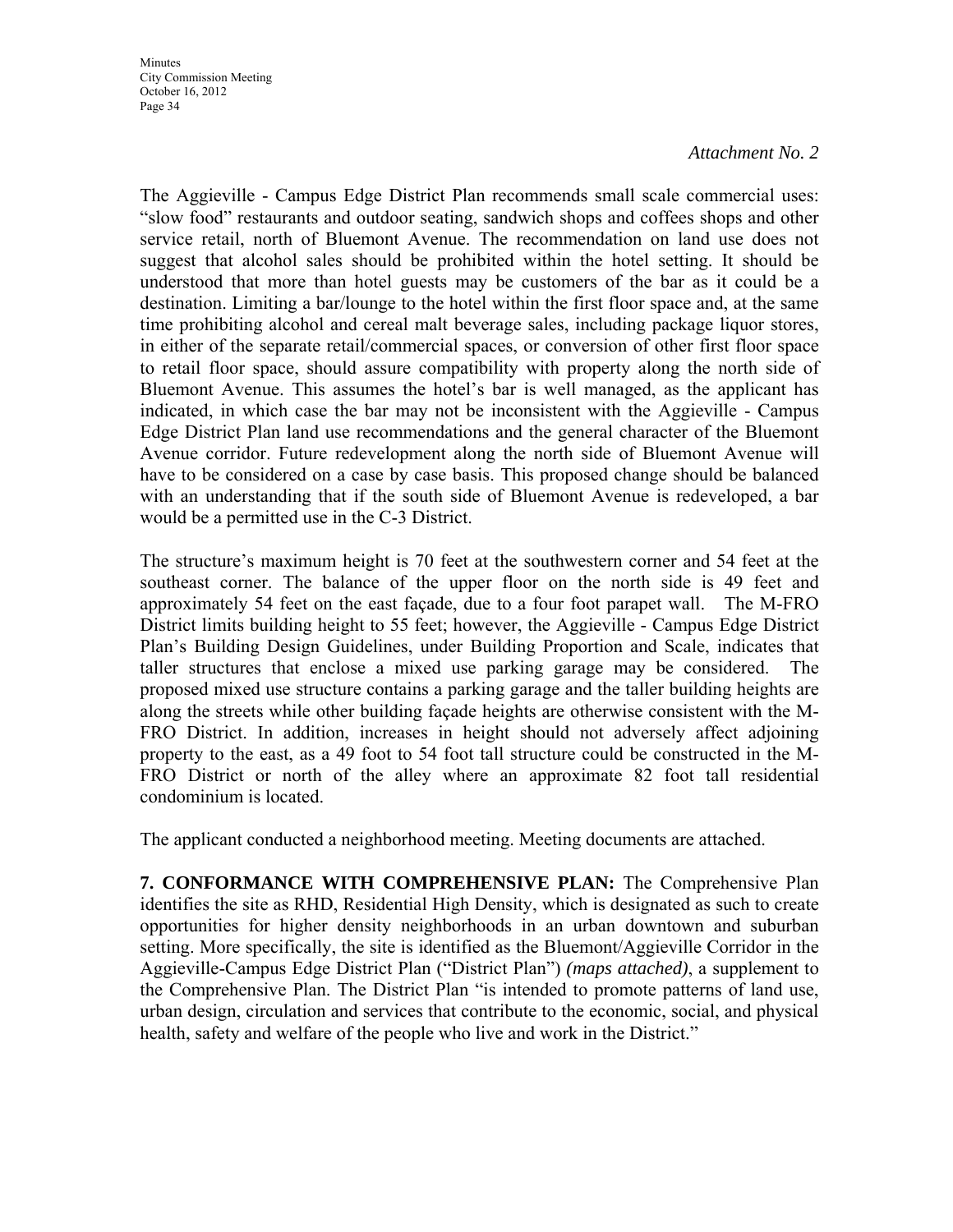*Attachment No. 2*

The Aggieville - Campus Edge District Plan recommends small scale commercial uses: "slow food" restaurants and outdoor seating, sandwich shops and coffees shops and other service retail, north of Bluemont Avenue. The recommendation on land use does not suggest that alcohol sales should be prohibited within the hotel setting. It should be understood that more than hotel guests may be customers of the bar as it could be a destination. Limiting a bar/lounge to the hotel within the first floor space and, at the same time prohibiting alcohol and cereal malt beverage sales, including package liquor stores, in either of the separate retail/commercial spaces, or conversion of other first floor space to retail floor space, should assure compatibility with property along the north side of Bluemont Avenue. This assumes the hotel's bar is well managed, as the applicant has indicated, in which case the bar may not be inconsistent with the Aggieville - Campus Edge District Plan land use recommendations and the general character of the Bluemont Avenue corridor. Future redevelopment along the north side of Bluemont Avenue will have to be considered on a case by case basis. This proposed change should be balanced with an understanding that if the south side of Bluemont Avenue is redeveloped, a bar would be a permitted use in the C-3 District.

The structure's maximum height is 70 feet at the southwestern corner and 54 feet at the southeast corner. The balance of the upper floor on the north side is 49 feet and approximately 54 feet on the east façade, due to a four foot parapet wall. The M-FRO District limits building height to 55 feet; however, the Aggieville - Campus Edge District Plan's Building Design Guidelines, under Building Proportion and Scale, indicates that taller structures that enclose a mixed use parking garage may be considered. The proposed mixed use structure contains a parking garage and the taller building heights are along the streets while other building façade heights are otherwise consistent with the M-FRO District. In addition, increases in height should not adversely affect adjoining property to the east, as a 49 foot to 54 foot tall structure could be constructed in the M-FRO District or north of the alley where an approximate 82 foot tall residential condominium is located.

The applicant conducted a neighborhood meeting. Meeting documents are attached.

**7. CONFORMANCE WITH COMPREHENSIVE PLAN:** The Comprehensive Plan identifies the site as RHD, Residential High Density, which is designated as such to create opportunities for higher density neighborhoods in an urban downtown and suburban setting. More specifically, the site is identified as the Bluemont/Aggieville Corridor in the Aggieville-Campus Edge District Plan ("District Plan") *(maps attached)*, a supplement to the Comprehensive Plan. The District Plan "is intended to promote patterns of land use, urban design, circulation and services that contribute to the economic, social, and physical health, safety and welfare of the people who live and work in the District."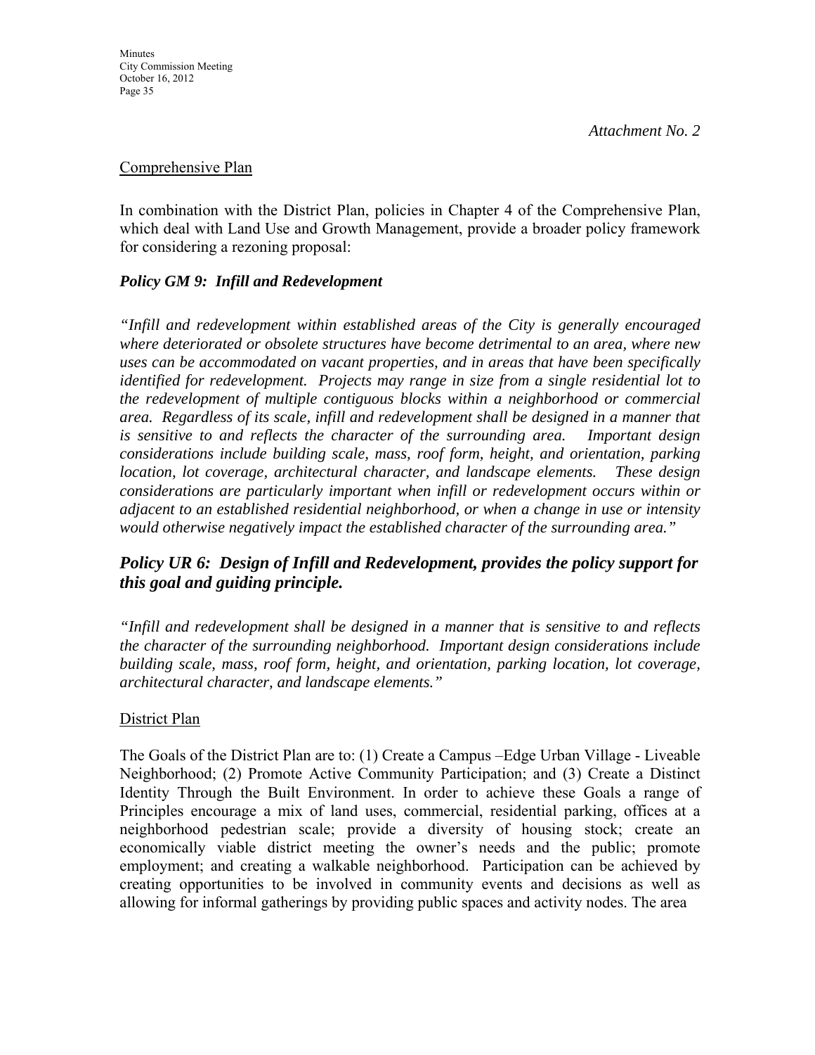*Attachment No. 2*

Comprehensive Plan

In combination with the District Plan, policies in Chapter 4 of the Comprehensive Plan, which deal with Land Use and Growth Management, provide a broader policy framework for considering a rezoning proposal:

***Policy GM 9: Infill and Redevelopment***

*"Infill and redevelopment within established areas of the City is generally encouraged where deteriorated or obsolete structures have become detrimental to an area, where new uses can be accommodated on vacant properties, and in areas that have been specifically identified for redevelopment. Projects may range in size from a single residential lot to the redevelopment of multiple contiguous blocks within a neighborhood or commercial area. Regardless of its scale, infill and redevelopment shall be designed in a manner that is sensitive to and reflects the character of the surrounding area. Important design considerations include building scale, mass, roof form, height, and orientation, parking location, lot coverage, architectural character, and landscape elements. These design considerations are particularly important when infill or redevelopment occurs within or adjacent to an established residential neighborhood, or when a change in use or intensity would otherwise negatively impact the established character of the surrounding area."*

***Policy UR 6: Design of Infill and Redevelopment, provides the policy support for this goal and guiding principle.***

*"Infill and redevelopment shall be designed in a manner that is sensitive to and reflects the character of the surrounding neighborhood. Important design considerations include building scale, mass, roof form, height, and orientation, parking location, lot coverage, architectural character, and landscape elements."*

District Plan

The Goals of the District Plan are to: (1) Create a Campus –Edge Urban Village - Liveable Neighborhood; (2) Promote Active Community Participation; and (3) Create a Distinct Identity Through the Built Environment. In order to achieve these Goals a range of Principles encourage a mix of land uses, commercial, residential parking, offices at a neighborhood pedestrian scale; provide a diversity of housing stock; create an economically viable district meeting the owner's needs and the public; promote employment; and creating a walkable neighborhood. Participation can be achieved by creating opportunities to be involved in community events and decisions as well as allowing for informal gatherings by providing public spaces and activity nodes. The area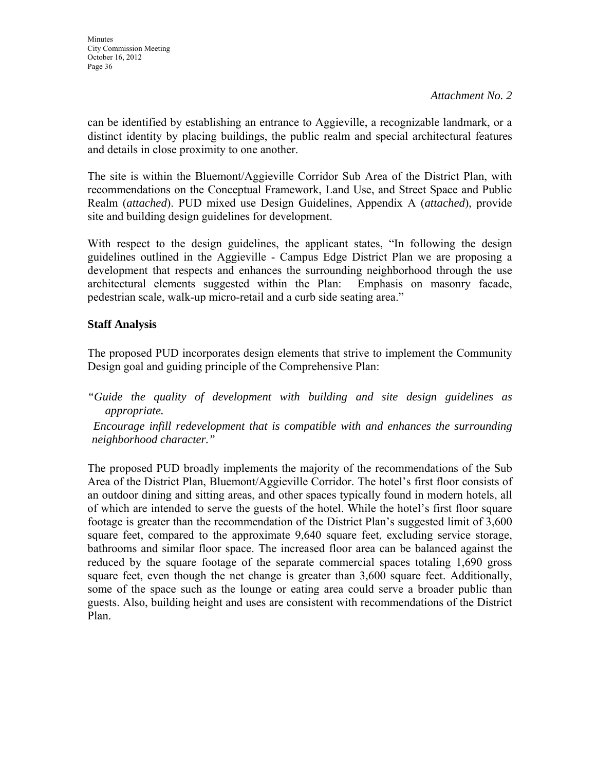*Attachment No. 2*

can be identified by establishing an entrance to Aggieville, a recognizable landmark, or a distinct identity by placing buildings, the public realm and special architectural features and details in close proximity to one another.

The site is within the Bluemont/Aggieville Corridor Sub Area of the District Plan, with recommendations on the Conceptual Framework, Land Use, and Street Space and Public Realm (*attached*). PUD mixed use Design Guidelines, Appendix A (*attached*), provide site and building design guidelines for development.

With respect to the design guidelines, the applicant states, "In following the design guidelines outlined in the Aggieville - Campus Edge District Plan we are proposing a development that respects and enhances the surrounding neighborhood through the use architectural elements suggested within the Plan: Emphasis on masonry facade, pedestrian scale, walk-up micro-retail and a curb side seating area."

**Staff Analysis**

The proposed PUD incorporates design elements that strive to implement the Community Design goal and guiding principle of the Comprehensive Plan:

*"Guide the quality of development with building and site design guidelines as appropriate.*

*Encourage infill redevelopment that is compatible with and enhances the surrounding neighborhood character."*

The proposed PUD broadly implements the majority of the recommendations of the Sub Area of the District Plan, Bluemont/Aggieville Corridor. The hotel's first floor consists of an outdoor dining and sitting areas, and other spaces typically found in modern hotels, all of which are intended to serve the guests of the hotel. While the hotel's first floor square footage is greater than the recommendation of the District Plan's suggested limit of 3,600 square feet, compared to the approximate 9,640 square feet, excluding service storage, bathrooms and similar floor space. The increased floor area can be balanced against the reduced by the square footage of the separate commercial spaces totaling 1,690 gross square feet, even though the net change is greater than 3,600 square feet. Additionally, some of the space such as the lounge or eating area could serve a broader public than guests. Also, building height and uses are consistent with recommendations of the District Plan.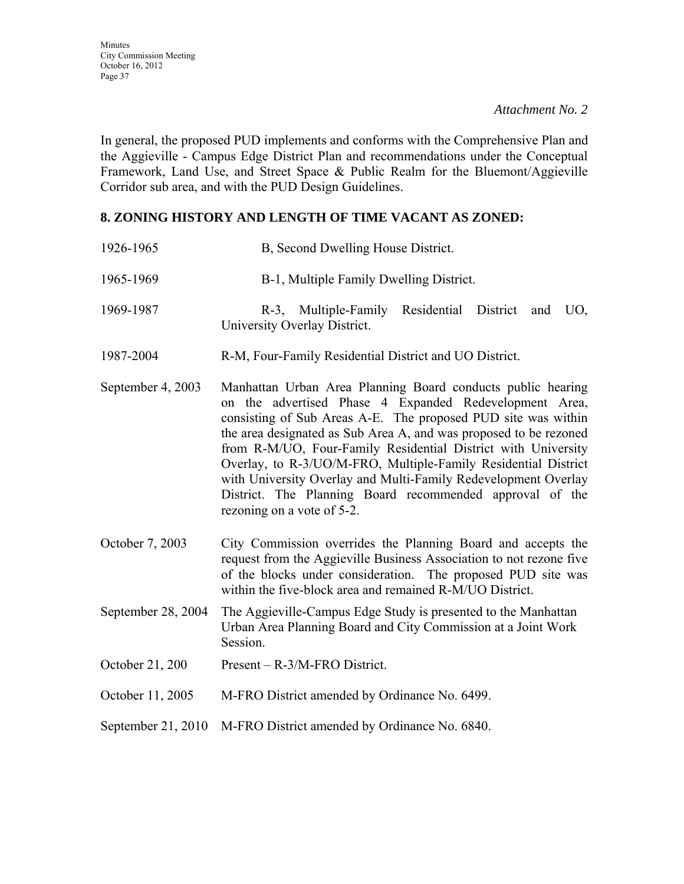*Attachment No. 2*

In general, the proposed PUD implements and conforms with the Comprehensive Plan and the Aggieville - Campus Edge District Plan and recommendations under the Conceptual Framework, Land Use, and Street Space & Public Realm for the Bluemont/Aggieville Corridor sub area, and with the PUD Design Guidelines.

## 8. ZONING HISTORY AND LENGTH OF TIME VACANT AS ZONED:

| | |
|---|---|
| 1926-1965 | B, Second Dwelling House District. |
| 1965-1969 | B-1, Multiple Family Dwelling District. |
| 1969-1987 | R-3, Multiple-Family Residential District and UO, University Overlay District. |
| 1987-2004 | R-M, Four-Family Residential District and UO District. |
| September 4, 2003 | Manhattan Urban Area Planning Board conducts public hearing on the advertised Phase 4 Expanded Redevelopment Area, consisting of Sub Areas A-E. The proposed PUD site was within the area designated as Sub Area A, and was proposed to be rezoned from R-M/UO, Four-Family Residential District with University Overlay, to R-3/UO/M-FRO, Multiple-Family Residential District with University Overlay and Multi-Family Redevelopment Overlay District. The Planning Board recommended approval of the rezoning on a vote of 5-2. |
| October 7, 2003 | City Commission overrides the Planning Board and accepts the request from the Aggieville Business Association to not rezone five of the blocks under consideration. The proposed PUD site was within the five-block area and remained R-M/UO District. |
| September 28, 2004 | The Aggieville-Campus Edge Study is presented to the Manhattan Urban Area Planning Board and City Commission at a Joint Work Session. |
| October 21, 200 | Present – R-3/M-FRO District. |
| October 11, 2005 | M-FRO District amended by Ordinance No. 6499. |
| September 21, 2010 | M-FRO District amended by Ordinance No. 6840. |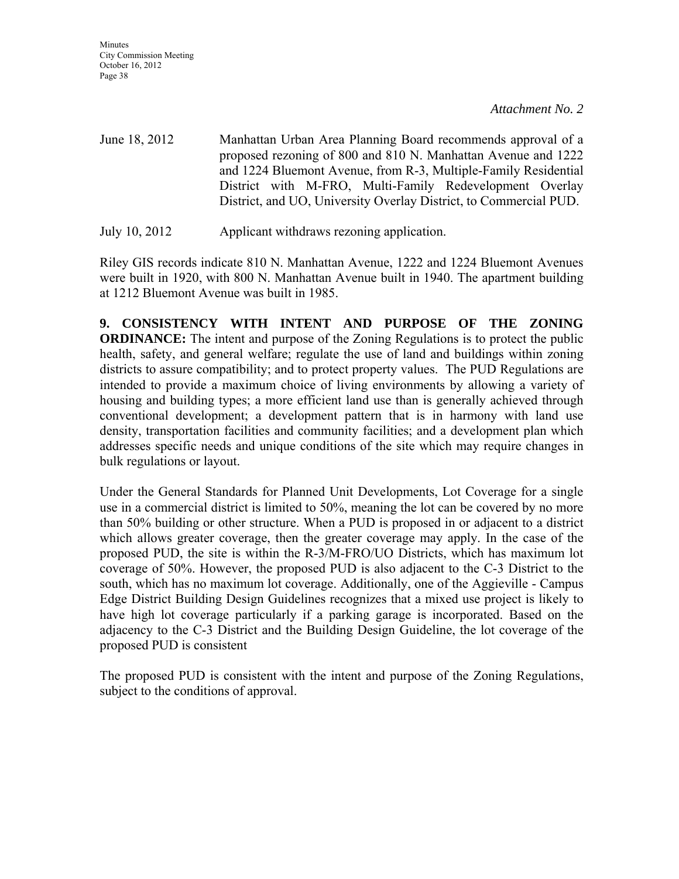*Attachment No. 2*

June 18, 2012 Manhattan Urban Area Planning Board recommends approval of a proposed rezoning of 800 and 810 N. Manhattan Avenue and 1222 and 1224 Bluemont Avenue, from R-3, Multiple-Family Residential District with M-FRO, Multi-Family Redevelopment Overlay District, and UO, University Overlay District, to Commercial PUD.

July 10, 2012 Applicant withdraws rezoning application.

Riley GIS records indicate 810 N. Manhattan Avenue, 1222 and 1224 Bluemont Avenues were built in 1920, with 800 N. Manhattan Avenue built in 1940. The apartment building at 1212 Bluemont Avenue was built in 1985.

**9. CONSISTENCY WITH INTENT AND PURPOSE OF THE ZONING ORDINANCE:** The intent and purpose of the Zoning Regulations is to protect the public health, safety, and general welfare; regulate the use of land and buildings within zoning districts to assure compatibility; and to protect property values. The PUD Regulations are intended to provide a maximum choice of living environments by allowing a variety of housing and building types; a more efficient land use than is generally achieved through conventional development; a development pattern that is in harmony with land use density, transportation facilities and community facilities; and a development plan which addresses specific needs and unique conditions of the site which may require changes in bulk regulations or layout.

Under the General Standards for Planned Unit Developments, Lot Coverage for a single use in a commercial district is limited to 50%, meaning the lot can be covered by no more than 50% building or other structure. When a PUD is proposed in or adjacent to a district which allows greater coverage, then the greater coverage may apply. In the case of the proposed PUD, the site is within the R-3/M-FRO/UO Districts, which has maximum lot coverage of 50%. However, the proposed PUD is also adjacent to the C-3 District to the south, which has no maximum lot coverage. Additionally, one of the Aggieville - Campus Edge District Building Design Guidelines recognizes that a mixed use project is likely to have high lot coverage particularly if a parking garage is incorporated. Based on the adjacency to the C-3 District and the Building Design Guideline, the lot coverage of the proposed PUD is consistent

The proposed PUD is consistent with the intent and purpose of the Zoning Regulations, subject to the conditions of approval.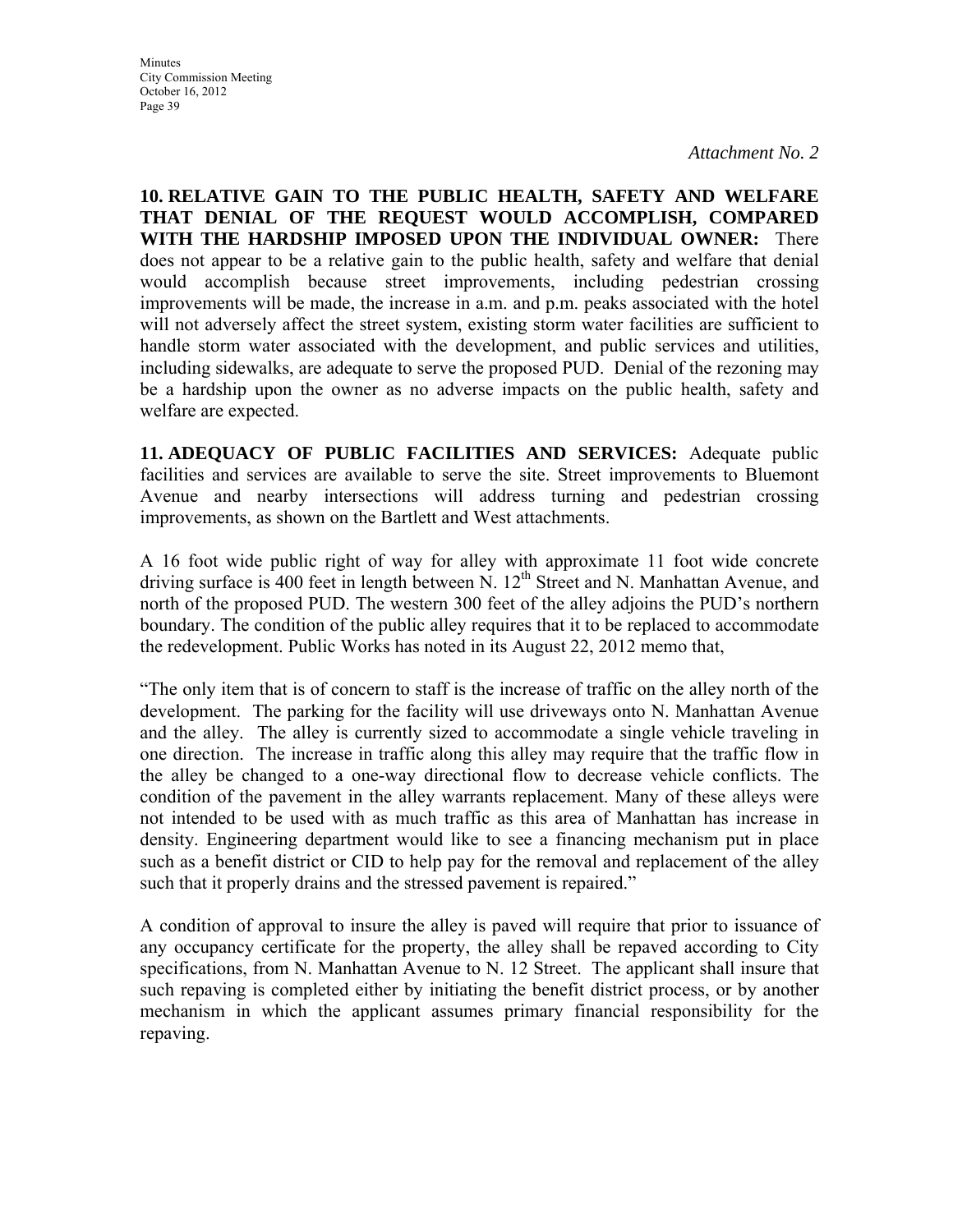*Attachment No. 2*

**10. RELATIVE GAIN TO THE PUBLIC HEALTH, SAFETY AND WELFARE THAT DENIAL OF THE REQUEST WOULD ACCOMPLISH, COMPARED WITH THE HARDSHIP IMPOSED UPON THE INDIVIDUAL OWNER:** There does not appear to be a relative gain to the public health, safety and welfare that denial would accomplish because street improvements, including pedestrian crossing improvements will be made, the increase in a.m. and p.m. peaks associated with the hotel will not adversely affect the street system, existing storm water facilities are sufficient to handle storm water associated with the development, and public services and utilities, including sidewalks, are adequate to serve the proposed PUD. Denial of the rezoning may be a hardship upon the owner as no adverse impacts on the public health, safety and welfare are expected.

**11. ADEQUACY OF PUBLIC FACILITIES AND SERVICES:** Adequate public facilities and services are available to serve the site. Street improvements to Bluemont Avenue and nearby intersections will address turning and pedestrian crossing improvements, as shown on the Bartlett and West attachments.

A 16 foot wide public right of way for alley with approximate 11 foot wide concrete driving surface is 400 feet in length between N. 12th Street and N. Manhattan Avenue, and north of the proposed PUD. The western 300 feet of the alley adjoins the PUD's northern boundary. The condition of the public alley requires that it to be replaced to accommodate the redevelopment. Public Works has noted in its August 22, 2012 memo that,

"The only item that is of concern to staff is the increase of traffic on the alley north of the development. The parking for the facility will use driveways onto N. Manhattan Avenue and the alley. The alley is currently sized to accommodate a single vehicle traveling in one direction. The increase in traffic along this alley may require that the traffic flow in the alley be changed to a one-way directional flow to decrease vehicle conflicts. The condition of the pavement in the alley warrants replacement. Many of these alleys were not intended to be used with as much traffic as this area of Manhattan has increase in density. Engineering department would like to see a financing mechanism put in place such as a benefit district or CID to help pay for the removal and replacement of the alley such that it properly drains and the stressed pavement is repaired."

A condition of approval to insure the alley is paved will require that prior to issuance of any occupancy certificate for the property, the alley shall be repaved according to City specifications, from N. Manhattan Avenue to N. 12 Street. The applicant shall insure that such repaving is completed either by initiating the benefit district process, or by another mechanism in which the applicant assumes primary financial responsibility for the repaving.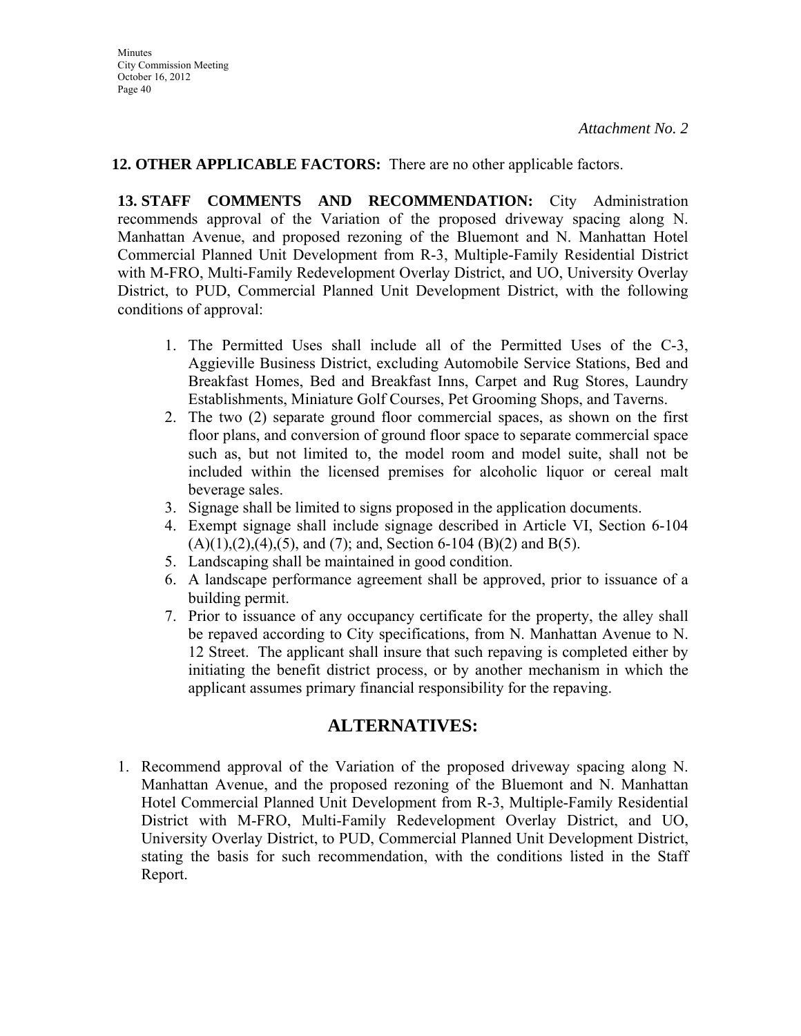*Attachment No. 2*

**12. OTHER APPLICABLE FACTORS:** There are no other applicable factors.

**13. STAFF COMMENTS AND RECOMMENDATION:** City Administration recommends approval of the Variation of the proposed driveway spacing along N. Manhattan Avenue, and proposed rezoning of the Bluemont and N. Manhattan Hotel Commercial Planned Unit Development from R-3, Multiple-Family Residential District with M-FRO, Multi-Family Redevelopment Overlay District, and UO, University Overlay District, to PUD, Commercial Planned Unit Development District, with the following conditions of approval:

1. The Permitted Uses shall include all of the Permitted Uses of the C-3, Aggieville Business District, excluding Automobile Service Stations, Bed and Breakfast Homes, Bed and Breakfast Inns, Carpet and Rug Stores, Laundry Establishments, Miniature Golf Courses, Pet Grooming Shops, and Taverns.
2. The two (2) separate ground floor commercial spaces, as shown on the first floor plans, and conversion of ground floor space to separate commercial space such as, but not limited to, the model room and model suite, shall not be included within the licensed premises for alcoholic liquor or cereal malt beverage sales.
3. Signage shall be limited to signs proposed in the application documents.
4. Exempt signage shall include signage described in Article VI, Section 6-104 (A)(1),(2),(4),(5), and (7); and, Section 6-104 (B)(2) and B(5).
5. Landscaping shall be maintained in good condition.
6. A landscape performance agreement shall be approved, prior to issuance of a building permit.
7. Prior to issuance of any occupancy certificate for the property, the alley shall be repaved according to City specifications, from N. Manhattan Avenue to N. 12 Street. The applicant shall insure that such repaving is completed either by initiating the benefit district process, or by another mechanism in which the applicant assumes primary financial responsibility for the repaving.

## ALTERNATIVES:

1. Recommend approval of the Variation of the proposed driveway spacing along N. Manhattan Avenue, and the proposed rezoning of the Bluemont and N. Manhattan Hotel Commercial Planned Unit Development from R-3, Multiple-Family Residential District with M-FRO, Multi-Family Redevelopment Overlay District, and UO, University Overlay District, to PUD, Commercial Planned Unit Development District, stating the basis for such recommendation, with the conditions listed in the Staff Report.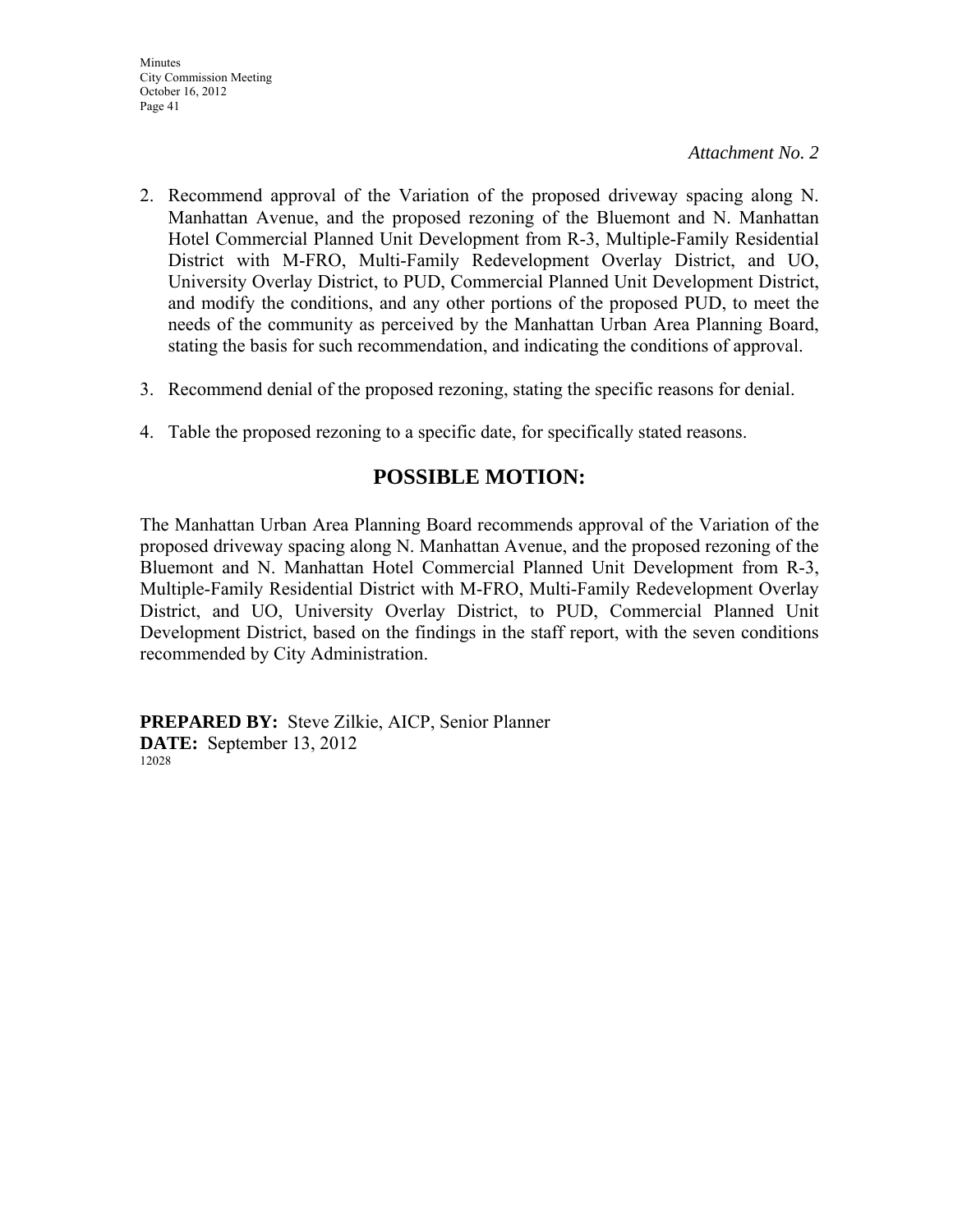*Attachment No. 2*

2. Recommend approval of the Variation of the proposed driveway spacing along N. Manhattan Avenue, and the proposed rezoning of the Bluemont and N. Manhattan Hotel Commercial Planned Unit Development from R-3, Multiple-Family Residential District with M-FRO, Multi-Family Redevelopment Overlay District, and UO, University Overlay District, to PUD, Commercial Planned Unit Development District, and modify the conditions, and any other portions of the proposed PUD, to meet the needs of the community as perceived by the Manhattan Urban Area Planning Board, stating the basis for such recommendation, and indicating the conditions of approval.

3. Recommend denial of the proposed rezoning, stating the specific reasons for denial.

4. Table the proposed rezoning to a specific date, for specifically stated reasons.

## POSSIBLE MOTION:

The Manhattan Urban Area Planning Board recommends approval of the Variation of the proposed driveway spacing along N. Manhattan Avenue, and the proposed rezoning of the Bluemont and N. Manhattan Hotel Commercial Planned Unit Development from R-3, Multiple-Family Residential District with M-FRO, Multi-Family Redevelopment Overlay District, and UO, University Overlay District, to PUD, Commercial Planned Unit Development District, based on the findings in the staff report, with the seven conditions recommended by City Administration.

**PREPARED BY:** Steve Zilkie, AICP, Senior Planner
**DATE:** September 13, 2012
12028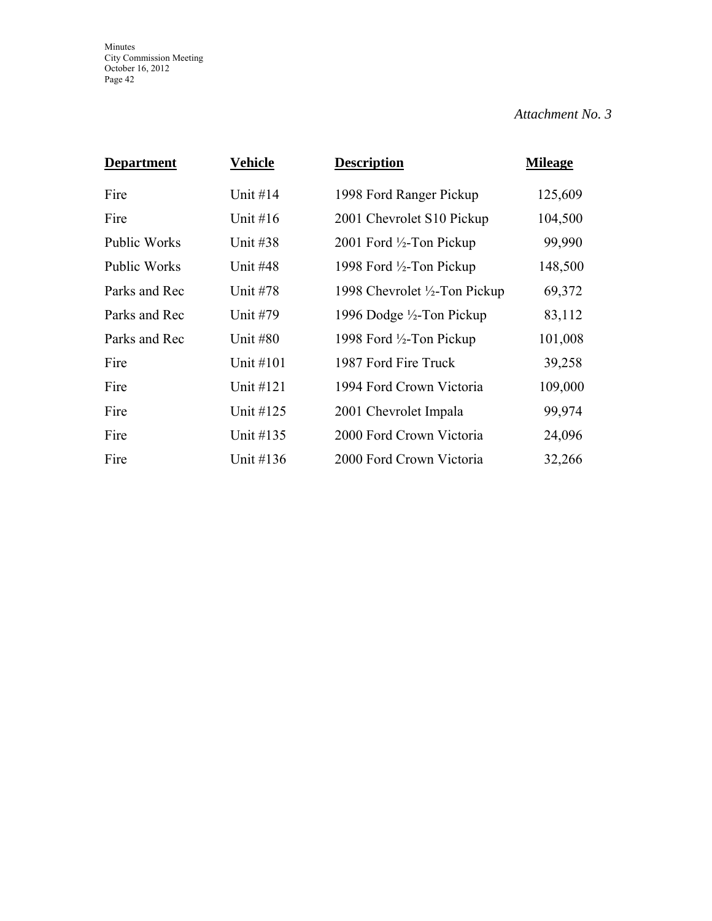*Attachment No. 3*

| Department | Vehicle | Description | Mileage |
|---|---|---|---|
| Fire | Unit #14 | 1998 Ford Ranger Pickup | 125,609 |
| Fire | Unit #16 | 2001 Chevrolet S10 Pickup | 104,500 |
| Public Works | Unit #38 | 2001 Ford ½-Ton Pickup | 99,990 |
| Public Works | Unit #48 | 1998 Ford ½-Ton Pickup | 148,500 |
| Parks and Rec | Unit #78 | 1998 Chevrolet ½-Ton Pickup | 69,372 |
| Parks and Rec | Unit #79 | 1996 Dodge ½-Ton Pickup | 83,112 |
| Parks and Rec | Unit #80 | 1998 Ford ½-Ton Pickup | 101,008 |
| Fire | Unit #101 | 1987 Ford Fire Truck | 39,258 |
| Fire | Unit #121 | 1994 Ford Crown Victoria | 109,000 |
| Fire | Unit #125 | 2001 Chevrolet Impala | 99,974 |
| Fire | Unit #135 | 2000 Ford Crown Victoria | 24,096 |
| Fire | Unit #136 | 2000 Ford Crown Victoria | 32,266 |